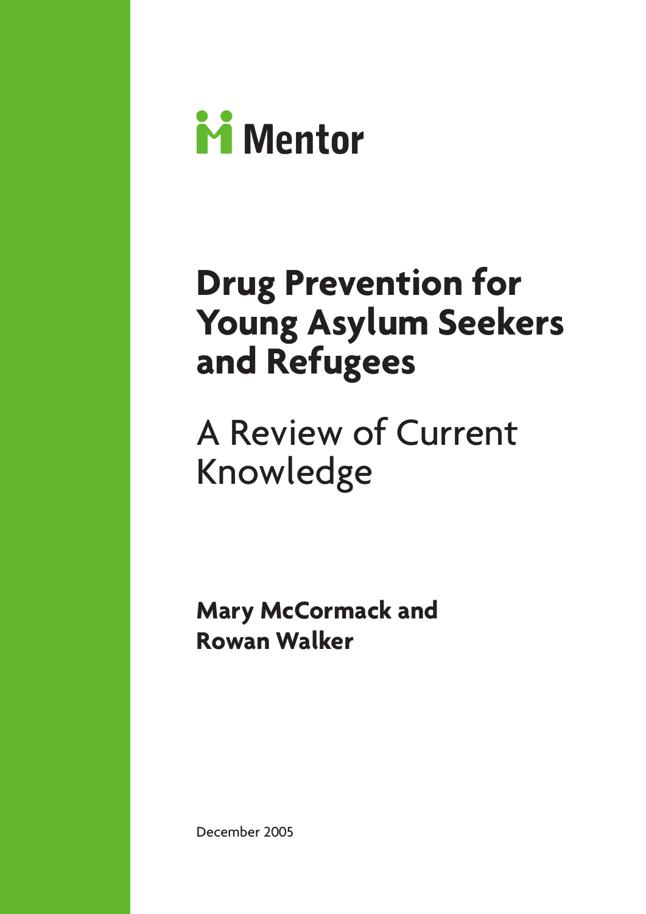Mentor

# Drug Prevention for Young Asylum Seekers and Refugees

## A Review of Current Knowledge

**Mary McCormack and Rowan Walker**

December 2005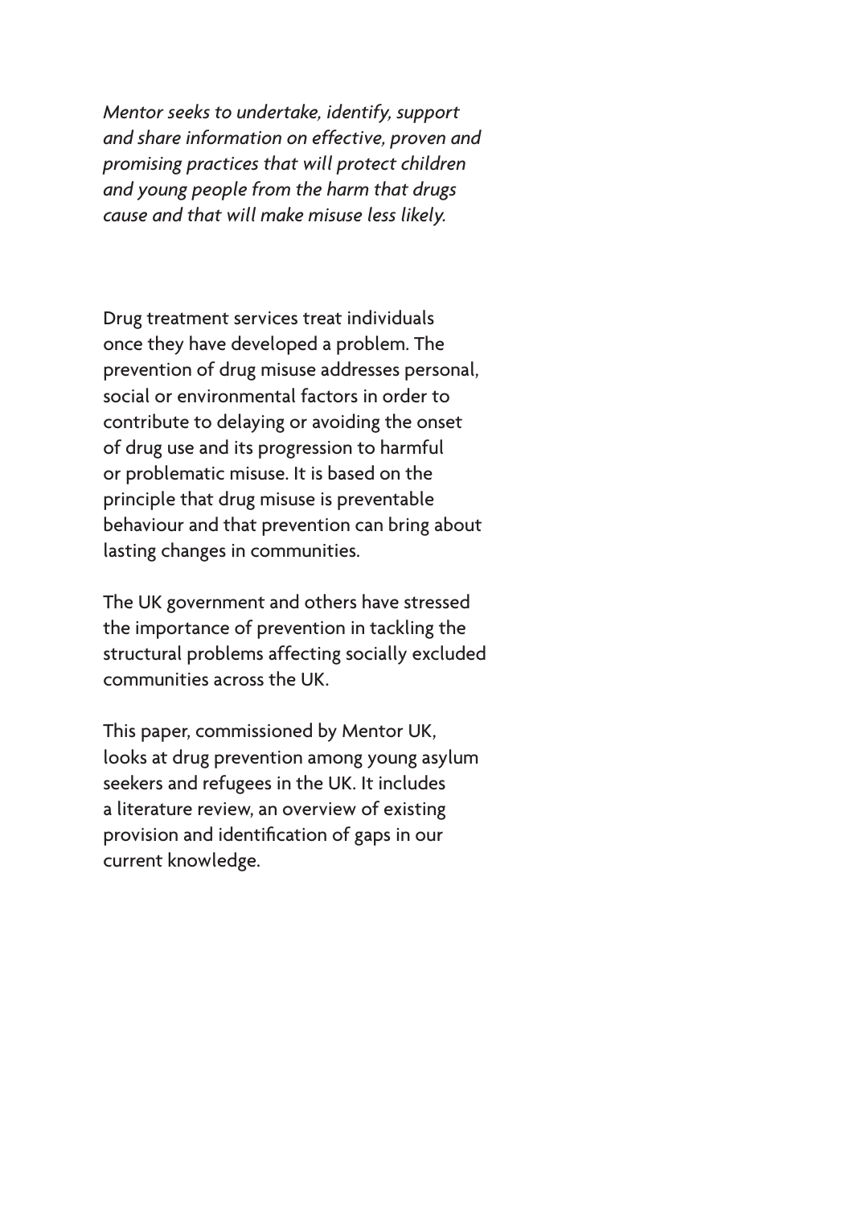*Mentor seeks to undertake, identify, support and share information on effective, proven and promising practices that will protect children and young people from the harm that drugs cause and that will make misuse less likely.*

Drug treatment services treat individuals once they have developed a problem. The prevention of drug misuse addresses personal, social or environmental factors in order to contribute to delaying or avoiding the onset of drug use and its progression to harmful or problematic misuse. It is based on the principle that drug misuse is preventable behaviour and that prevention can bring about lasting changes in communities.

The UK government and others have stressed the importance of prevention in tackling the structural problems affecting socially excluded communities across the UK.

This paper, commissioned by Mentor UK, looks at drug prevention among young asylum seekers and refugees in the UK. It includes a literature review, an overview of existing provision and identification of gaps in our current knowledge.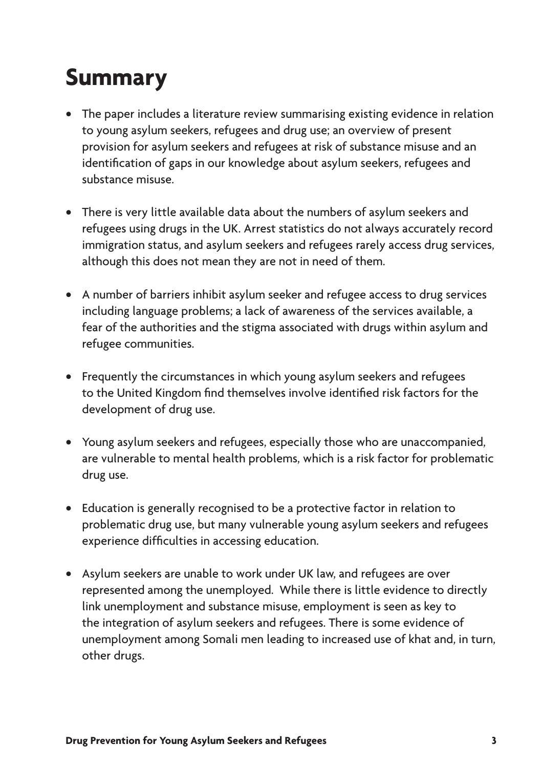# Summary

- The paper includes a literature review summarising existing evidence in relation to young asylum seekers, refugees and drug use; an overview of present provision for asylum seekers and refugees at risk of substance misuse and an identification of gaps in our knowledge about asylum seekers, refugees and substance misuse.

- There is very little available data about the numbers of asylum seekers and refugees using drugs in the UK. Arrest statistics do not always accurately record immigration status, and asylum seekers and refugees rarely access drug services, although this does not mean they are not in need of them.

- A number of barriers inhibit asylum seeker and refugee access to drug services including language problems; a lack of awareness of the services available, a fear of the authorities and the stigma associated with drugs within asylum and refugee communities.

- Frequently the circumstances in which young asylum seekers and refugees to the United Kingdom find themselves involve identified risk factors for the development of drug use.

- Young asylum seekers and refugees, especially those who are unaccompanied, are vulnerable to mental health problems, which is a risk factor for problematic drug use.

- Education is generally recognised to be a protective factor in relation to problematic drug use, but many vulnerable young asylum seekers and refugees experience difficulties in accessing education.

- Asylum seekers are unable to work under UK law, and refugees are over represented among the unemployed. While there is little evidence to directly link unemployment and substance misuse, employment is seen as key to the integration of asylum seekers and refugees. There is some evidence of unemployment among Somali men leading to increased use of khat and, in turn, other drugs.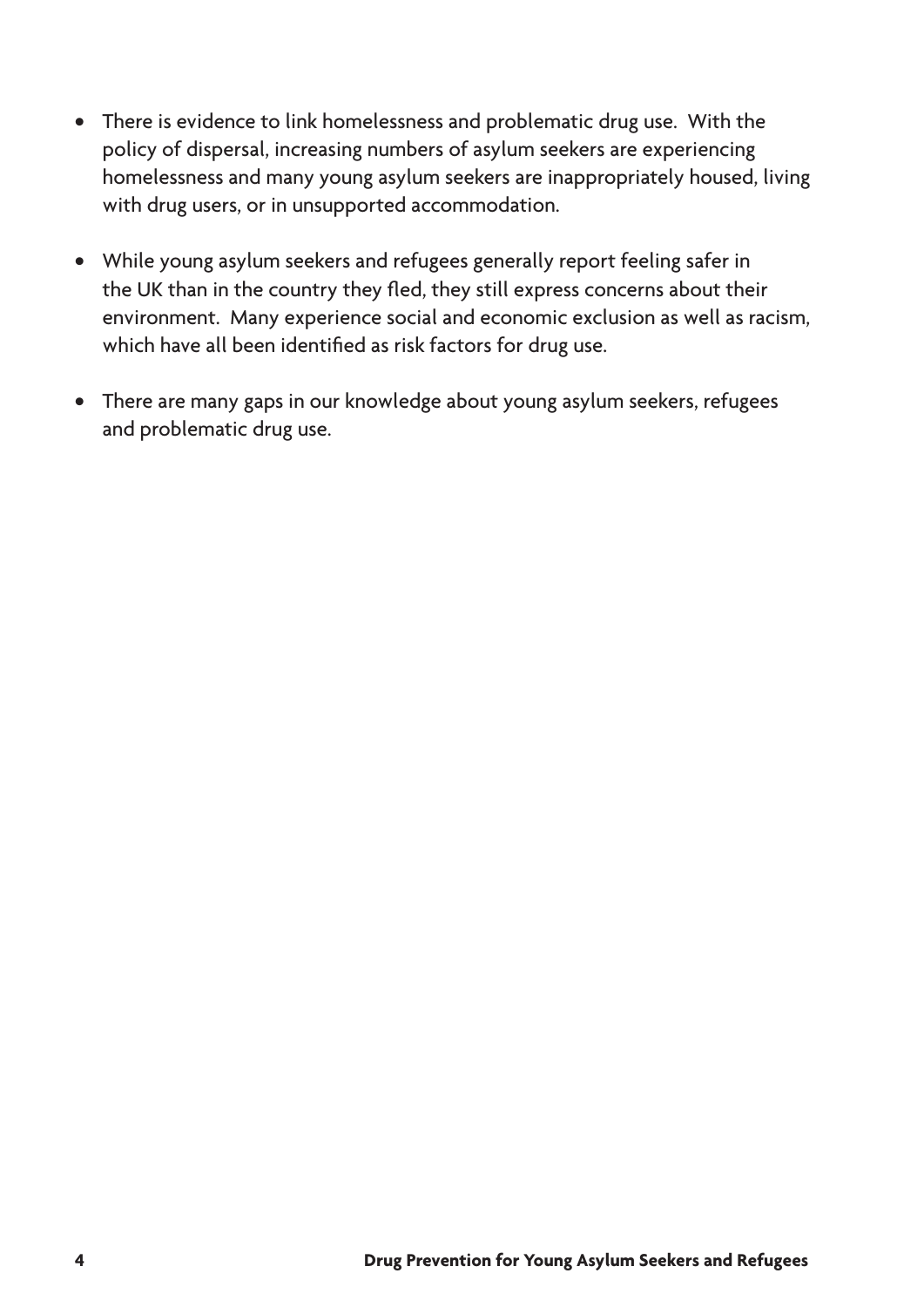- There is evidence to link homelessness and problematic drug use. With the policy of dispersal, increasing numbers of asylum seekers are experiencing homelessness and many young asylum seekers are inappropriately housed, living with drug users, or in unsupported accommodation.

- While young asylum seekers and refugees generally report feeling safer in the UK than in the country they fled, they still express concerns about their environment. Many experience social and economic exclusion as well as racism, which have all been identified as risk factors for drug use.

- There are many gaps in our knowledge about young asylum seekers, refugees and problematic drug use.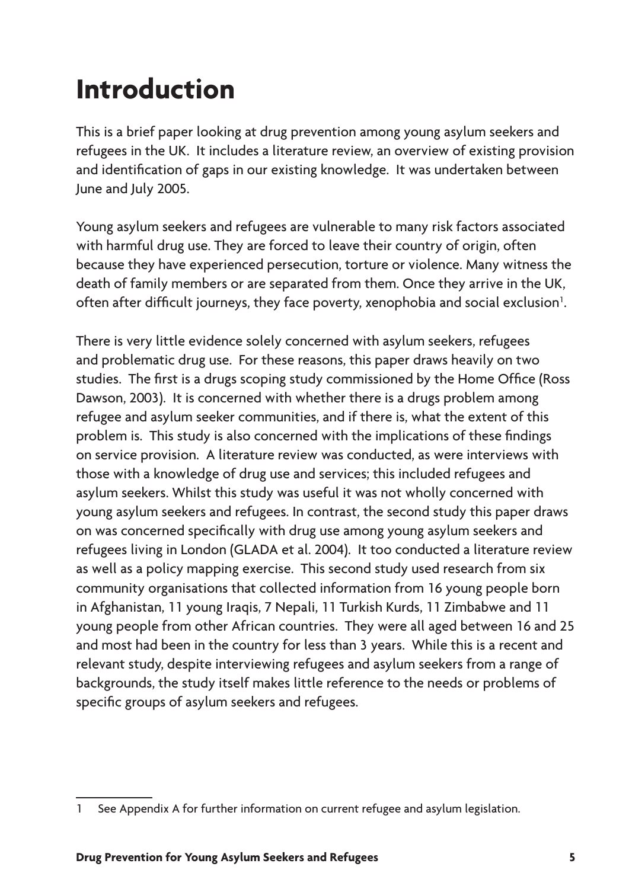# Introduction

This is a brief paper looking at drug prevention among young asylum seekers and refugees in the UK. It includes a literature review, an overview of existing provision and identification of gaps in our existing knowledge. It was undertaken between June and July 2005.

Young asylum seekers and refugees are vulnerable to many risk factors associated with harmful drug use. They are forced to leave their country of origin, often because they have experienced persecution, torture or violence. Many witness the death of family members or are separated from them. Once they arrive in the UK, often after difficult journeys, they face poverty, xenophobia and social exclusion[1].

There is very little evidence solely concerned with asylum seekers, refugees and problematic drug use. For these reasons, this paper draws heavily on two studies. The first is a drugs scoping study commissioned by the Home Office (Ross Dawson, 2003). It is concerned with whether there is a drugs problem among refugee and asylum seeker communities, and if there is, what the extent of this problem is. This study is also concerned with the implications of these findings on service provision. A literature review was conducted, as were interviews with those with a knowledge of drug use and services; this included refugees and asylum seekers. Whilst this study was useful it was not wholly concerned with young asylum seekers and refugees. In contrast, the second study this paper draws on was concerned specifically with drug use among young asylum seekers and refugees living in London (GLADA et al. 2004). It too conducted a literature review as well as a policy mapping exercise. This second study used research from six community organisations that collected information from 16 young people born in Afghanistan, 11 young Iraqis, 7 Nepali, 11 Turkish Kurds, 11 Zimbabwe and 11 young people from other African countries. They were all aged between 16 and 25 and most had been in the country for less than 3 years. While this is a recent and relevant study, despite interviewing refugees and asylum seekers from a range of backgrounds, the study itself makes little reference to the needs or problems of specific groups of asylum seekers and refugees.

1 See Appendix A for further information on current refugee and asylum legislation.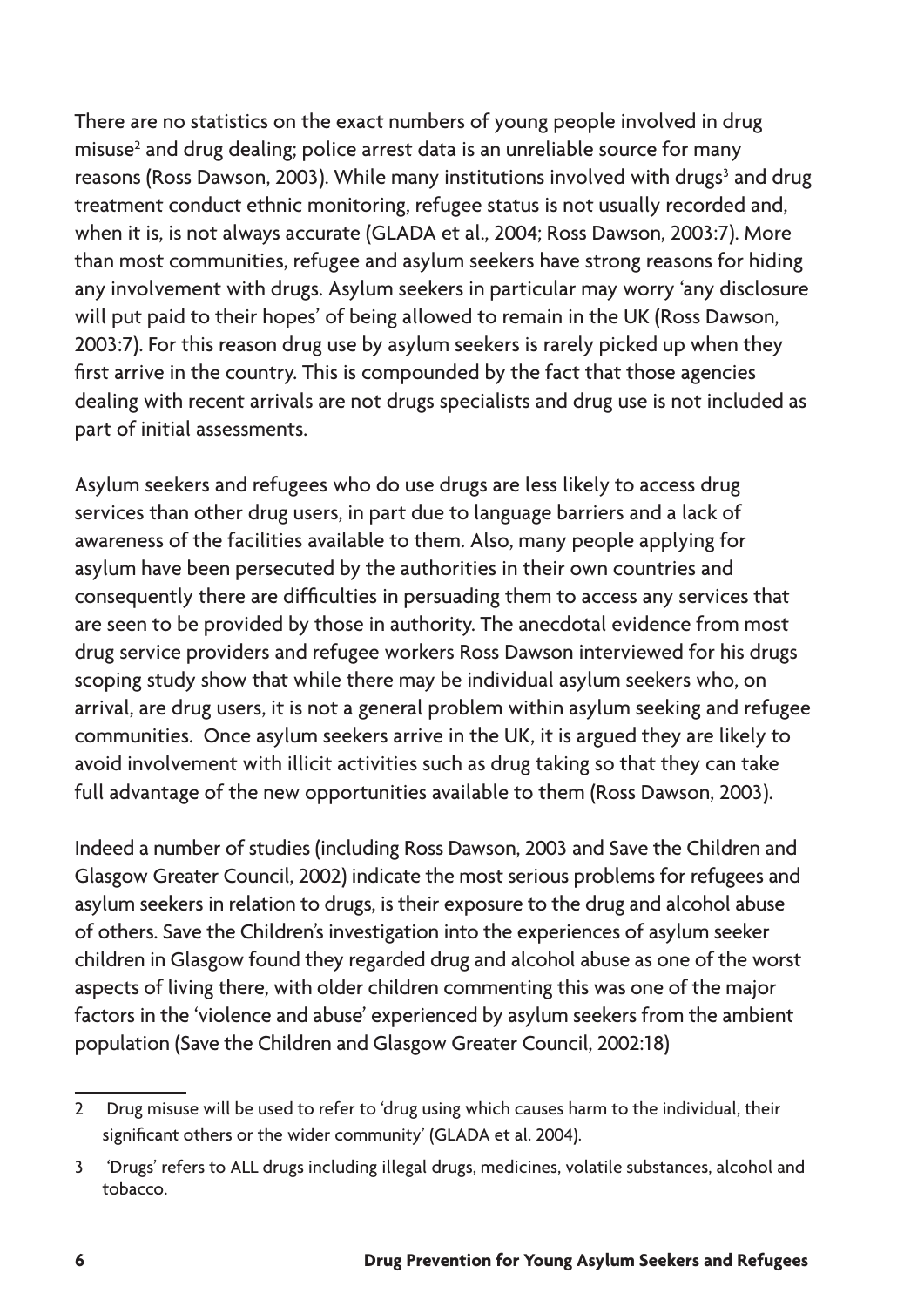There are no statistics on the exact numbers of young people involved in drug misuse[2] and drug dealing; police arrest data is an unreliable source for many reasons (Ross Dawson, 2003). While many institutions involved with drugs[3] and drug treatment conduct ethnic monitoring, refugee status is not usually recorded and, when it is, is not always accurate (GLADA et al., 2004; Ross Dawson, 2003:7). More than most communities, refugee and asylum seekers have strong reasons for hiding any involvement with drugs. Asylum seekers in particular may worry 'any disclosure will put paid to their hopes' of being allowed to remain in the UK (Ross Dawson, 2003:7). For this reason drug use by asylum seekers is rarely picked up when they first arrive in the country. This is compounded by the fact that those agencies dealing with recent arrivals are not drugs specialists and drug use is not included as part of initial assessments.

Asylum seekers and refugees who do use drugs are less likely to access drug services than other drug users, in part due to language barriers and a lack of awareness of the facilities available to them. Also, many people applying for asylum have been persecuted by the authorities in their own countries and consequently there are difficulties in persuading them to access any services that are seen to be provided by those in authority. The anecdotal evidence from most drug service providers and refugee workers Ross Dawson interviewed for his drugs scoping study show that while there may be individual asylum seekers who, on arrival, are drug users, it is not a general problem within asylum seeking and refugee communities. Once asylum seekers arrive in the UK, it is argued they are likely to avoid involvement with illicit activities such as drug taking so that they can take full advantage of the new opportunities available to them (Ross Dawson, 2003).

Indeed a number of studies (including Ross Dawson, 2003 and Save the Children and Glasgow Greater Council, 2002) indicate the most serious problems for refugees and asylum seekers in relation to drugs, is their exposure to the drug and alcohol abuse of others. Save the Children's investigation into the experiences of asylum seeker children in Glasgow found they regarded drug and alcohol abuse as one of the worst aspects of living there, with older children commenting this was one of the major factors in the 'violence and abuse' experienced by asylum seekers from the ambient population (Save the Children and Glasgow Greater Council, 2002:18)

---

2 Drug misuse will be used to refer to 'drug using which causes harm to the individual, their significant others or the wider community' (GLADA et al. 2004).

3 'Drugs' refers to ALL drugs including illegal drugs, medicines, volatile substances, alcohol and tobacco.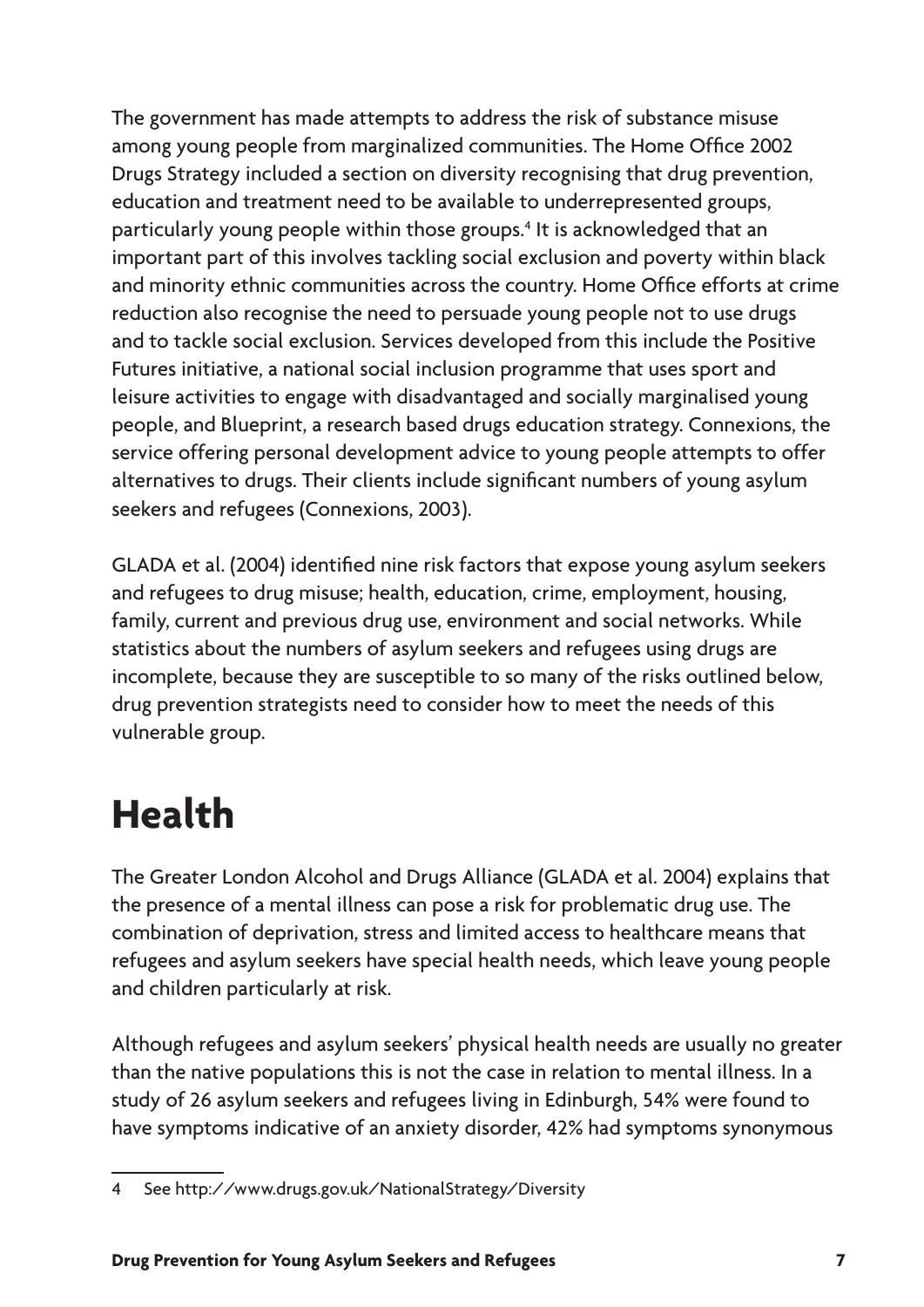The government has made attempts to address the risk of substance misuse among young people from marginalized communities. The Home Office 2002 Drugs Strategy included a section on diversity recognising that drug prevention, education and treatment need to be available to underrepresented groups, particularly young people within those groups.[4] It is acknowledged that an important part of this involves tackling social exclusion and poverty within black and minority ethnic communities across the country. Home Office efforts at crime reduction also recognise the need to persuade young people not to use drugs and to tackle social exclusion. Services developed from this include the Positive Futures initiative, a national social inclusion programme that uses sport and leisure activities to engage with disadvantaged and socially marginalised young people, and Blueprint, a research based drugs education strategy. Connexions, the service offering personal development advice to young people attempts to offer alternatives to drugs. Their clients include significant numbers of young asylum seekers and refugees (Connexions, 2003).

GLADA et al. (2004) identified nine risk factors that expose young asylum seekers and refugees to drug misuse; health, education, crime, employment, housing, family, current and previous drug use, environment and social networks. While statistics about the numbers of asylum seekers and refugees using drugs are incomplete, because they are susceptible to so many of the risks outlined below, drug prevention strategists need to consider how to meet the needs of this vulnerable group.

# Health

The Greater London Alcohol and Drugs Alliance (GLADA et al. 2004) explains that the presence of a mental illness can pose a risk for problematic drug use. The combination of deprivation, stress and limited access to healthcare means that refugees and asylum seekers have special health needs, which leave young people and children particularly at risk.

Although refugees and asylum seekers' physical health needs are usually no greater than the native populations this is not the case in relation to mental illness. In a study of 26 asylum seekers and refugees living in Edinburgh, 54% were found to have symptoms indicative of an anxiety disorder, 42% had symptoms synonymous

4 See http://www.drugs.gov.uk/NationalStrategy/Diversity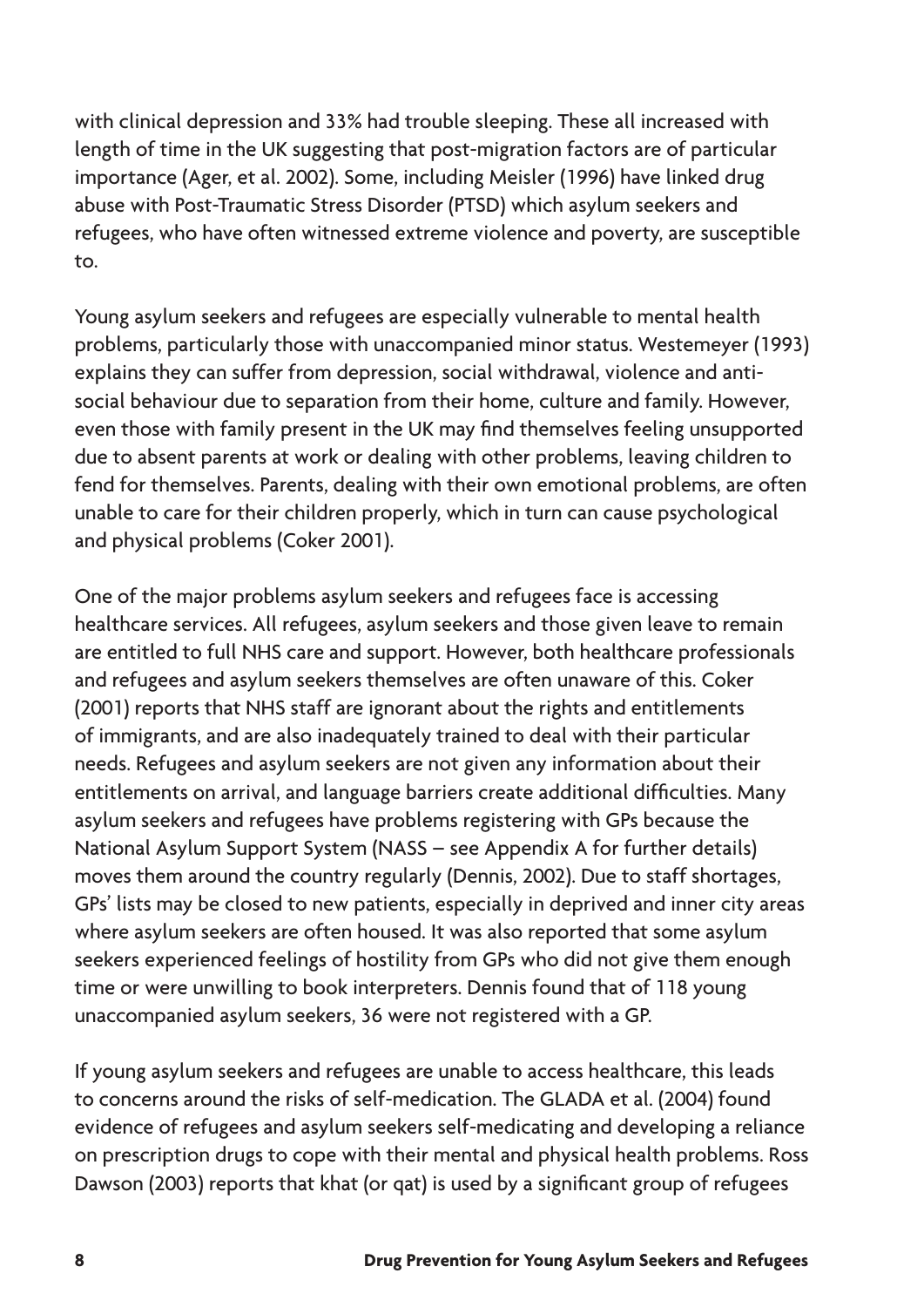with clinical depression and 33% had trouble sleeping. These all increased with length of time in the UK suggesting that post-migration factors are of particular importance (Ager, et al. 2002). Some, including Meisler (1996) have linked drug abuse with Post-Traumatic Stress Disorder (PTSD) which asylum seekers and refugees, who have often witnessed extreme violence and poverty, are susceptible to.

Young asylum seekers and refugees are especially vulnerable to mental health problems, particularly those with unaccompanied minor status. Westemeyer (1993) explains they can suffer from depression, social withdrawal, violence and anti-social behaviour due to separation from their home, culture and family. However, even those with family present in the UK may find themselves feeling unsupported due to absent parents at work or dealing with other problems, leaving children to fend for themselves. Parents, dealing with their own emotional problems, are often unable to care for their children properly, which in turn can cause psychological and physical problems (Coker 2001).

One of the major problems asylum seekers and refugees face is accessing healthcare services. All refugees, asylum seekers and those given leave to remain are entitled to full NHS care and support. However, both healthcare professionals and refugees and asylum seekers themselves are often unaware of this. Coker (2001) reports that NHS staff are ignorant about the rights and entitlements of immigrants, and are also inadequately trained to deal with their particular needs. Refugees and asylum seekers are not given any information about their entitlements on arrival, and language barriers create additional difficulties. Many asylum seekers and refugees have problems registering with GPs because the National Asylum Support System (NASS – see Appendix A for further details) moves them around the country regularly (Dennis, 2002). Due to staff shortages, GPs' lists may be closed to new patients, especially in deprived and inner city areas where asylum seekers are often housed. It was also reported that some asylum seekers experienced feelings of hostility from GPs who did not give them enough time or were unwilling to book interpreters. Dennis found that of 118 young unaccompanied asylum seekers, 36 were not registered with a GP.

If young asylum seekers and refugees are unable to access healthcare, this leads to concerns around the risks of self-medication. The GLADA et al. (2004) found evidence of refugees and asylum seekers self-medicating and developing a reliance on prescription drugs to cope with their mental and physical health problems. Ross Dawson (2003) reports that khat (or qat) is used by a significant group of refugees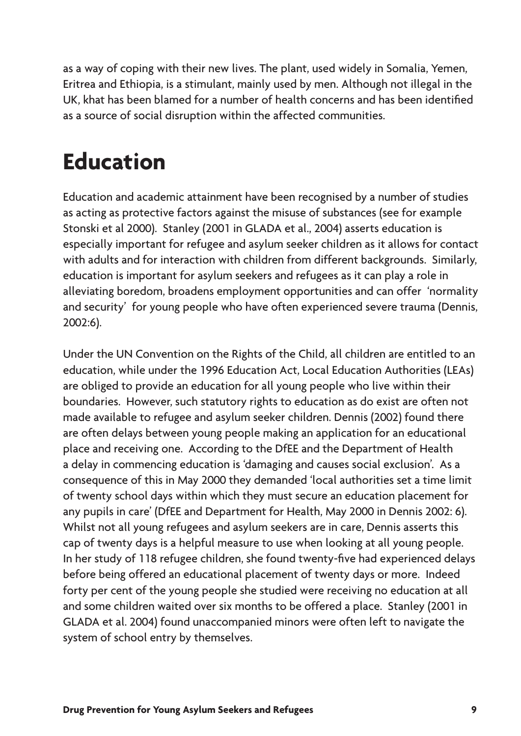as a way of coping with their new lives. The plant, used widely in Somalia, Yemen, Eritrea and Ethiopia, is a stimulant, mainly used by men. Although not illegal in the UK, khat has been blamed for a number of health concerns and has been identified as a source of social disruption within the affected communities.

# Education

Education and academic attainment have been recognised by a number of studies as acting as protective factors against the misuse of substances (see for example Stonski et al 2000). Stanley (2001 in GLADA et al., 2004) asserts education is especially important for refugee and asylum seeker children as it allows for contact with adults and for interaction with children from different backgrounds. Similarly, education is important for asylum seekers and refugees as it can play a role in alleviating boredom, broadens employment opportunities and can offer 'normality and security' for young people who have often experienced severe trauma (Dennis, 2002:6).

Under the UN Convention on the Rights of the Child, all children are entitled to an education, while under the 1996 Education Act, Local Education Authorities (LEAs) are obliged to provide an education for all young people who live within their boundaries. However, such statutory rights to education as do exist are often not made available to refugee and asylum seeker children. Dennis (2002) found there are often delays between young people making an application for an educational place and receiving one. According to the DfEE and the Department of Health a delay in commencing education is 'damaging and causes social exclusion'. As a consequence of this in May 2000 they demanded 'local authorities set a time limit of twenty school days within which they must secure an education placement for any pupils in care' (DfEE and Department for Health, May 2000 in Dennis 2002: 6). Whilst not all young refugees and asylum seekers are in care, Dennis asserts this cap of twenty days is a helpful measure to use when looking at all young people. In her study of 118 refugee children, she found twenty-five had experienced delays before being offered an educational placement of twenty days or more. Indeed forty per cent of the young people she studied were receiving no education at all and some children waited over six months to be offered a place. Stanley (2001 in GLADA et al. 2004) found unaccompanied minors were often left to navigate the system of school entry by themselves.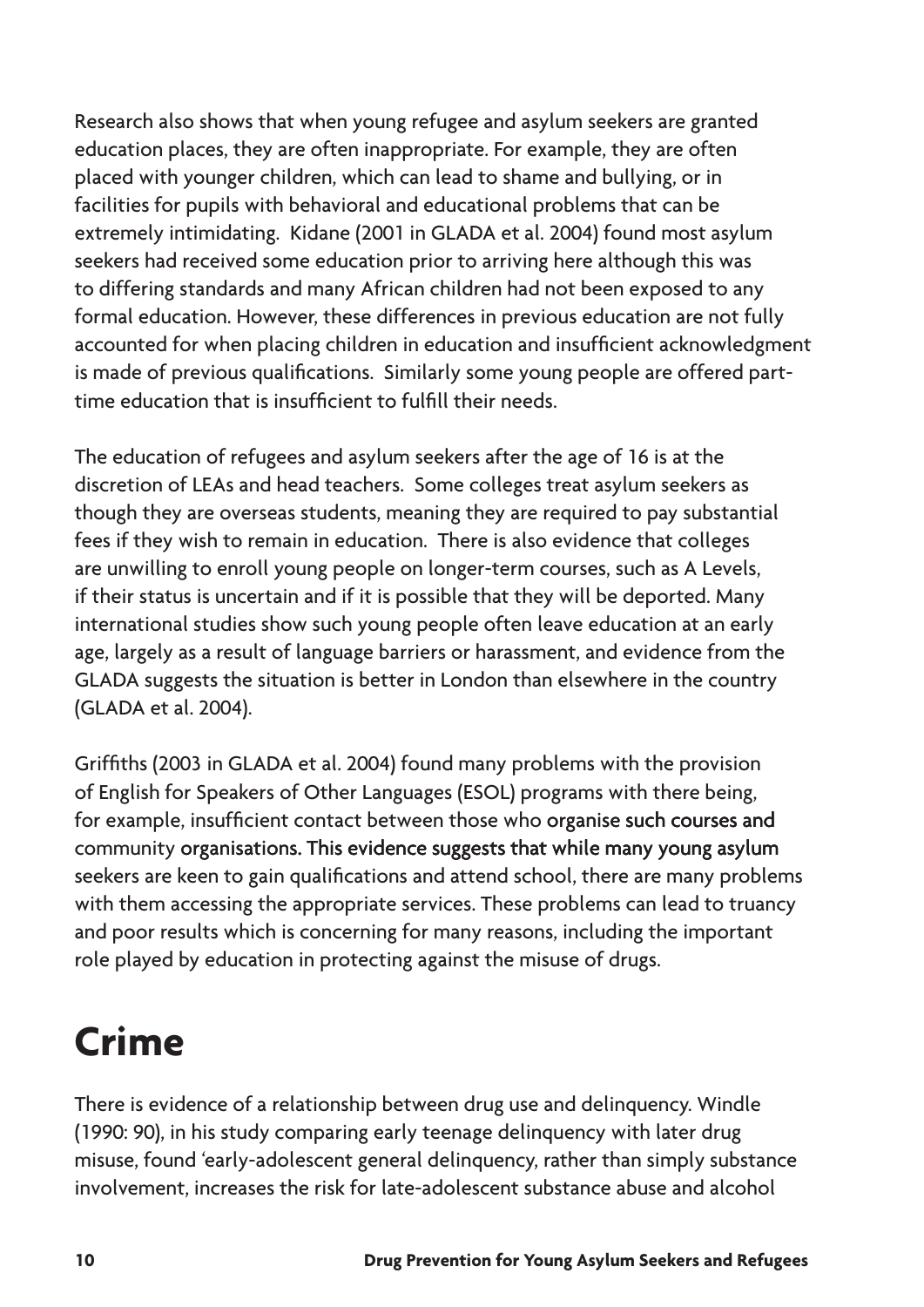Research also shows that when young refugee and asylum seekers are granted education places, they are often inappropriate. For example, they are often placed with younger children, which can lead to shame and bullying, or in facilities for pupils with behavioral and educational problems that can be extremely intimidating. Kidane (2001 in GLADA et al. 2004) found most asylum seekers had received some education prior to arriving here although this was to differing standards and many African children had not been exposed to any formal education. However, these differences in previous education are not fully accounted for when placing children in education and insufficient acknowledgment is made of previous qualifications. Similarly some young people are offered part-time education that is insufficient to fulfill their needs.

The education of refugees and asylum seekers after the age of 16 is at the discretion of LEAs and head teachers. Some colleges treat asylum seekers as though they are overseas students, meaning they are required to pay substantial fees if they wish to remain in education. There is also evidence that colleges are unwilling to enroll young people on longer-term courses, such as A Levels, if their status is uncertain and if it is possible that they will be deported. Many international studies show such young people often leave education at an early age, largely as a result of language barriers or harassment, and evidence from the GLADA suggests the situation is better in London than elsewhere in the country (GLADA et al. 2004).

Griffiths (2003 in GLADA et al. 2004) found many problems with the provision of English for Speakers of Other Languages (ESOL) programs with there being, for example, insufficient contact between those who organise such courses and community organisations. This evidence suggests that while many young asylum seekers are keen to gain qualifications and attend school, there are many problems with them accessing the appropriate services. These problems can lead to truancy and poor results which is concerning for many reasons, including the important role played by education in protecting against the misuse of drugs.

# Crime

There is evidence of a relationship between drug use and delinquency. Windle (1990: 90), in his study comparing early teenage delinquency with later drug misuse, found 'early-adolescent general delinquency, rather than simply substance involvement, increases the risk for late-adolescent substance abuse and alcohol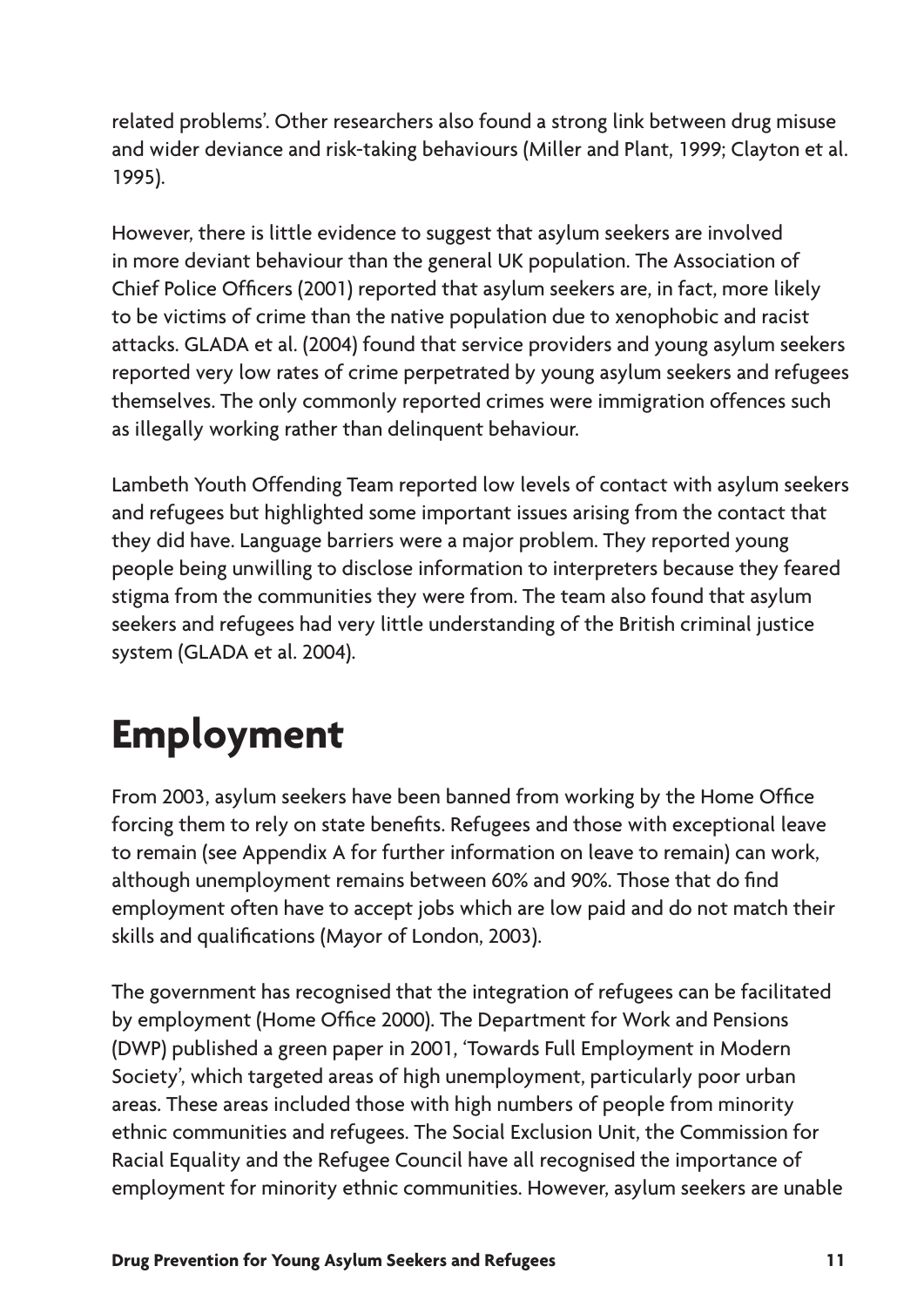related problems'. Other researchers also found a strong link between drug misuse and wider deviance and risk-taking behaviours (Miller and Plant, 1999; Clayton et al. 1995).

However, there is little evidence to suggest that asylum seekers are involved in more deviant behaviour than the general UK population. The Association of Chief Police Officers (2001) reported that asylum seekers are, in fact, more likely to be victims of crime than the native population due to xenophobic and racist attacks. GLADA et al. (2004) found that service providers and young asylum seekers reported very low rates of crime perpetrated by young asylum seekers and refugees themselves. The only commonly reported crimes were immigration offences such as illegally working rather than delinquent behaviour.

Lambeth Youth Offending Team reported low levels of contact with asylum seekers and refugees but highlighted some important issues arising from the contact that they did have. Language barriers were a major problem. They reported young people being unwilling to disclose information to interpreters because they feared stigma from the communities they were from. The team also found that asylum seekers and refugees had very little understanding of the British criminal justice system (GLADA et al. 2004).

# Employment

From 2003, asylum seekers have been banned from working by the Home Office forcing them to rely on state benefits. Refugees and those with exceptional leave to remain (see Appendix A for further information on leave to remain) can work, although unemployment remains between 60% and 90%. Those that do find employment often have to accept jobs which are low paid and do not match their skills and qualifications (Mayor of London, 2003).

The government has recognised that the integration of refugees can be facilitated by employment (Home Office 2000). The Department for Work and Pensions (DWP) published a green paper in 2001, 'Towards Full Employment in Modern Society', which targeted areas of high unemployment, particularly poor urban areas. These areas included those with high numbers of people from minority ethnic communities and refugees. The Social Exclusion Unit, the Commission for Racial Equality and the Refugee Council have all recognised the importance of employment for minority ethnic communities. However, asylum seekers are unable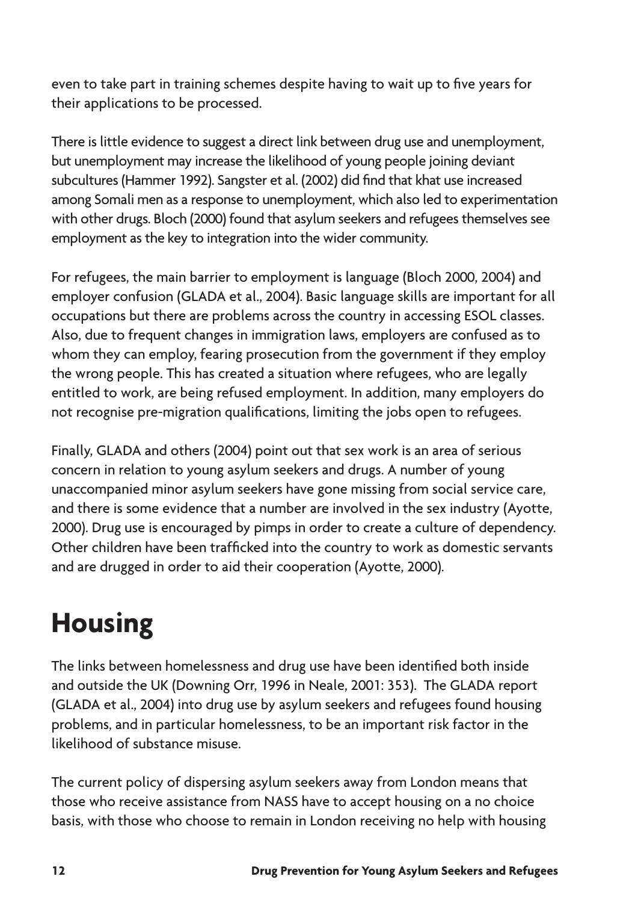even to take part in training schemes despite having to wait up to five years for their applications to be processed.

There is little evidence to suggest a direct link between drug use and unemployment, but unemployment may increase the likelihood of young people joining deviant subcultures (Hammer 1992). Sangster et al. (2002) did find that khat use increased among Somali men as a response to unemployment, which also led to experimentation with other drugs. Bloch (2000) found that asylum seekers and refugees themselves see employment as the key to integration into the wider community.

For refugees, the main barrier to employment is language (Bloch 2000, 2004) and employer confusion (GLADA et al., 2004). Basic language skills are important for all occupations but there are problems across the country in accessing ESOL classes. Also, due to frequent changes in immigration laws, employers are confused as to whom they can employ, fearing prosecution from the government if they employ the wrong people. This has created a situation where refugees, who are legally entitled to work, are being refused employment. In addition, many employers do not recognise pre-migration qualifications, limiting the jobs open to refugees.

Finally, GLADA and others (2004) point out that sex work is an area of serious concern in relation to young asylum seekers and drugs. A number of young unaccompanied minor asylum seekers have gone missing from social service care, and there is some evidence that a number are involved in the sex industry (Ayotte, 2000). Drug use is encouraged by pimps in order to create a culture of dependency. Other children have been trafficked into the country to work as domestic servants and are drugged in order to aid their cooperation (Ayotte, 2000).

# Housing

The links between homelessness and drug use have been identified both inside and outside the UK (Downing Orr, 1996 in Neale, 2001: 353). The GLADA report (GLADA et al., 2004) into drug use by asylum seekers and refugees found housing problems, and in particular homelessness, to be an important risk factor in the likelihood of substance misuse.

The current policy of dispersing asylum seekers away from London means that those who receive assistance from NASS have to accept housing on a no choice basis, with those who choose to remain in London receiving no help with housing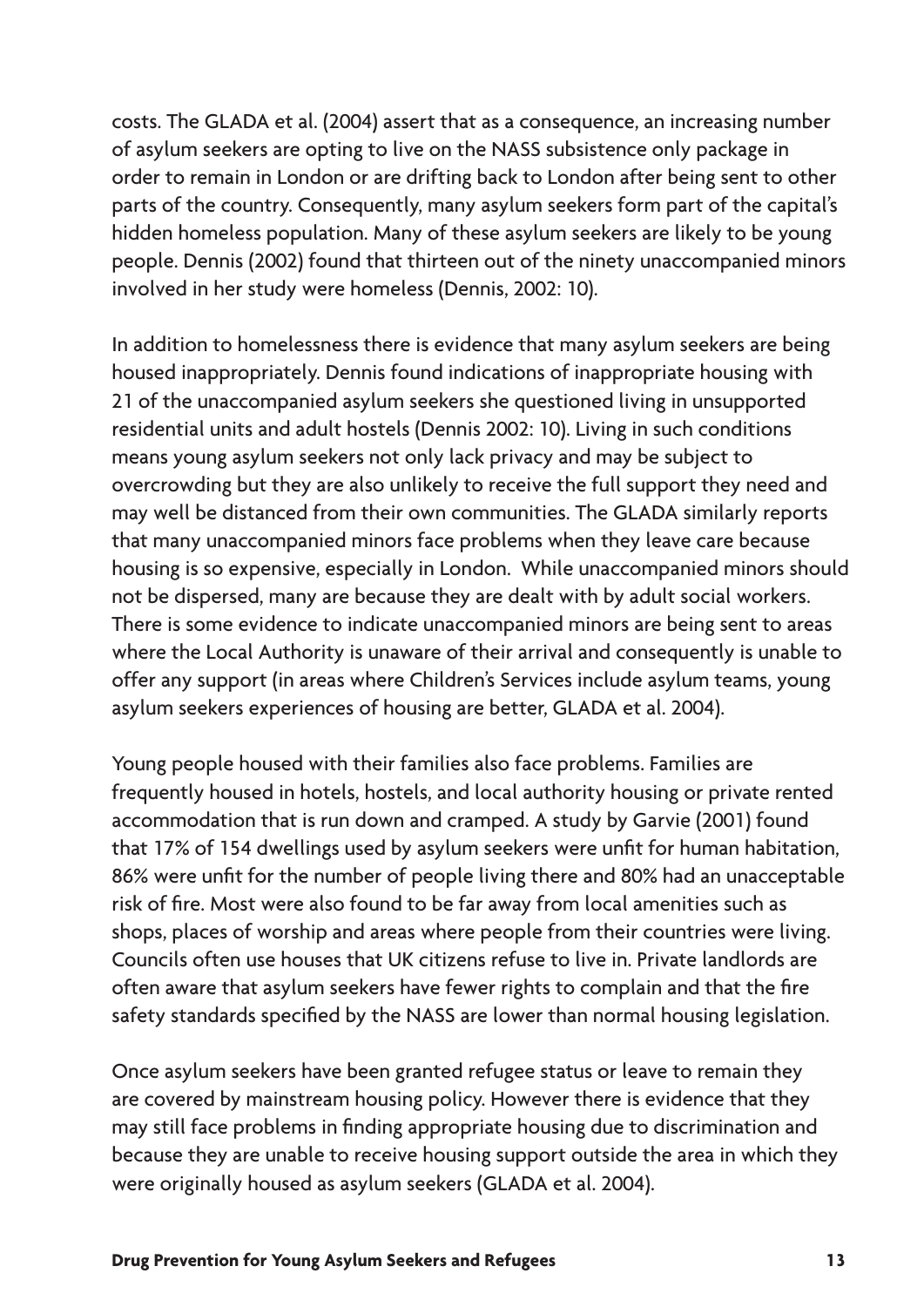costs. The GLADA et al. (2004) assert that as a consequence, an increasing number of asylum seekers are opting to live on the NASS subsistence only package in order to remain in London or are drifting back to London after being sent to other parts of the country. Consequently, many asylum seekers form part of the capital's hidden homeless population. Many of these asylum seekers are likely to be young people. Dennis (2002) found that thirteen out of the ninety unaccompanied minors involved in her study were homeless (Dennis, 2002: 10).

In addition to homelessness there is evidence that many asylum seekers are being housed inappropriately. Dennis found indications of inappropriate housing with 21 of the unaccompanied asylum seekers she questioned living in unsupported residential units and adult hostels (Dennis 2002: 10). Living in such conditions means young asylum seekers not only lack privacy and may be subject to overcrowding but they are also unlikely to receive the full support they need and may well be distanced from their own communities. The GLADA similarly reports that many unaccompanied minors face problems when they leave care because housing is so expensive, especially in London. While unaccompanied minors should not be dispersed, many are because they are dealt with by adult social workers. There is some evidence to indicate unaccompanied minors are being sent to areas where the Local Authority is unaware of their arrival and consequently is unable to offer any support (in areas where Children's Services include asylum teams, young asylum seekers experiences of housing are better, GLADA et al. 2004).

Young people housed with their families also face problems. Families are frequently housed in hotels, hostels, and local authority housing or private rented accommodation that is run down and cramped. A study by Garvie (2001) found that 17% of 154 dwellings used by asylum seekers were unfit for human habitation, 86% were unfit for the number of people living there and 80% had an unacceptable risk of fire. Most were also found to be far away from local amenities such as shops, places of worship and areas where people from their countries were living. Councils often use houses that UK citizens refuse to live in. Private landlords are often aware that asylum seekers have fewer rights to complain and that the fire safety standards specified by the NASS are lower than normal housing legislation.

Once asylum seekers have been granted refugee status or leave to remain they are covered by mainstream housing policy. However there is evidence that they may still face problems in finding appropriate housing due to discrimination and because they are unable to receive housing support outside the area in which they were originally housed as asylum seekers (GLADA et al. 2004).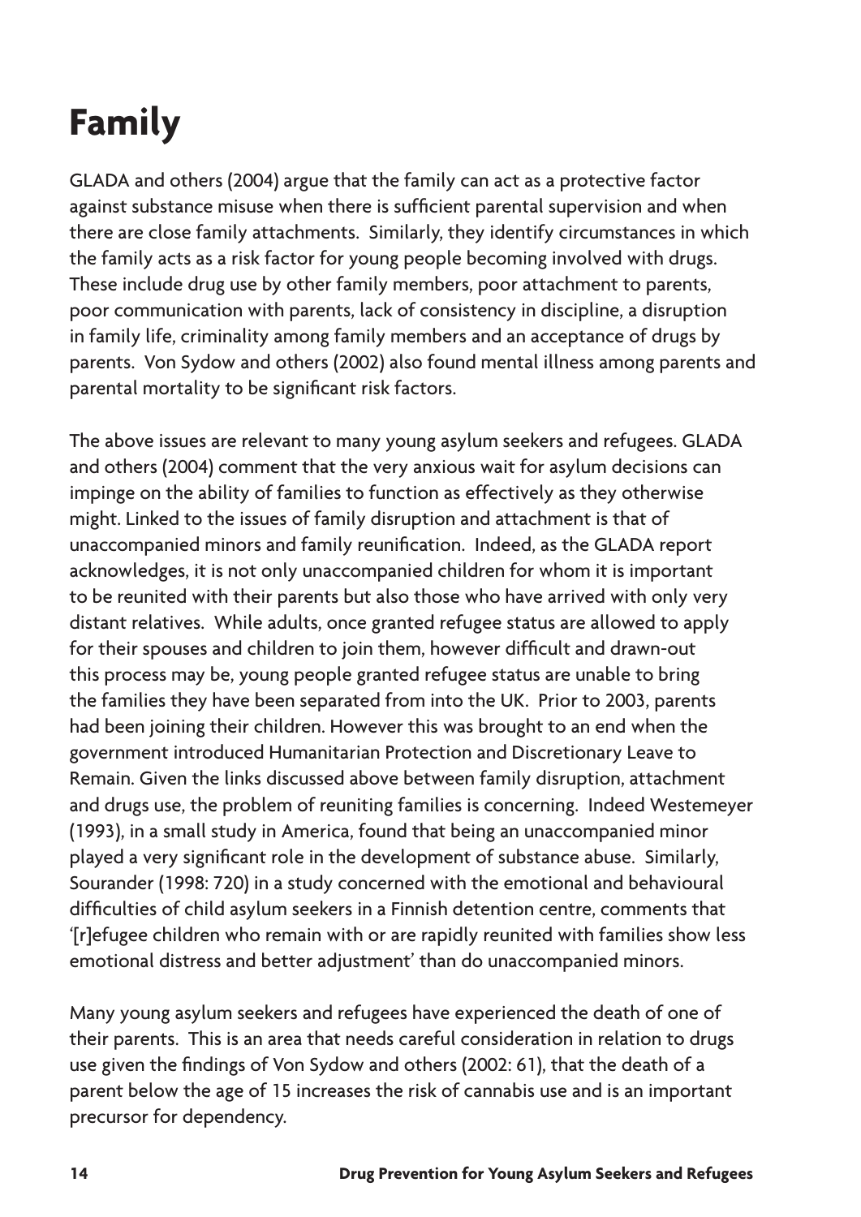# Family

GLADA and others (2004) argue that the family can act as a protective factor against substance misuse when there is sufficient parental supervision and when there are close family attachments. Similarly, they identify circumstances in which the family acts as a risk factor for young people becoming involved with drugs. These include drug use by other family members, poor attachment to parents, poor communication with parents, lack of consistency in discipline, a disruption in family life, criminality among family members and an acceptance of drugs by parents. Von Sydow and others (2002) also found mental illness among parents and parental mortality to be significant risk factors.

The above issues are relevant to many young asylum seekers and refugees. GLADA and others (2004) comment that the very anxious wait for asylum decisions can impinge on the ability of families to function as effectively as they otherwise might. Linked to the issues of family disruption and attachment is that of unaccompanied minors and family reunification. Indeed, as the GLADA report acknowledges, it is not only unaccompanied children for whom it is important to be reunited with their parents but also those who have arrived with only very distant relatives. While adults, once granted refugee status are allowed to apply for their spouses and children to join them, however difficult and drawn-out this process may be, young people granted refugee status are unable to bring the families they have been separated from into the UK. Prior to 2003, parents had been joining their children. However this was brought to an end when the government introduced Humanitarian Protection and Discretionary Leave to Remain. Given the links discussed above between family disruption, attachment and drugs use, the problem of reuniting families is concerning. Indeed Westemeyer (1993), in a small study in America, found that being an unaccompanied minor played a very significant role in the development of substance abuse. Similarly, Sourander (1998: 720) in a study concerned with the emotional and behavioural difficulties of child asylum seekers in a Finnish detention centre, comments that '[r]efugee children who remain with or are rapidly reunited with families show less emotional distress and better adjustment' than do unaccompanied minors.

Many young asylum seekers and refugees have experienced the death of one of their parents. This is an area that needs careful consideration in relation to drugs use given the findings of Von Sydow and others (2002: 61), that the death of a parent below the age of 15 increases the risk of cannabis use and is an important precursor for dependency.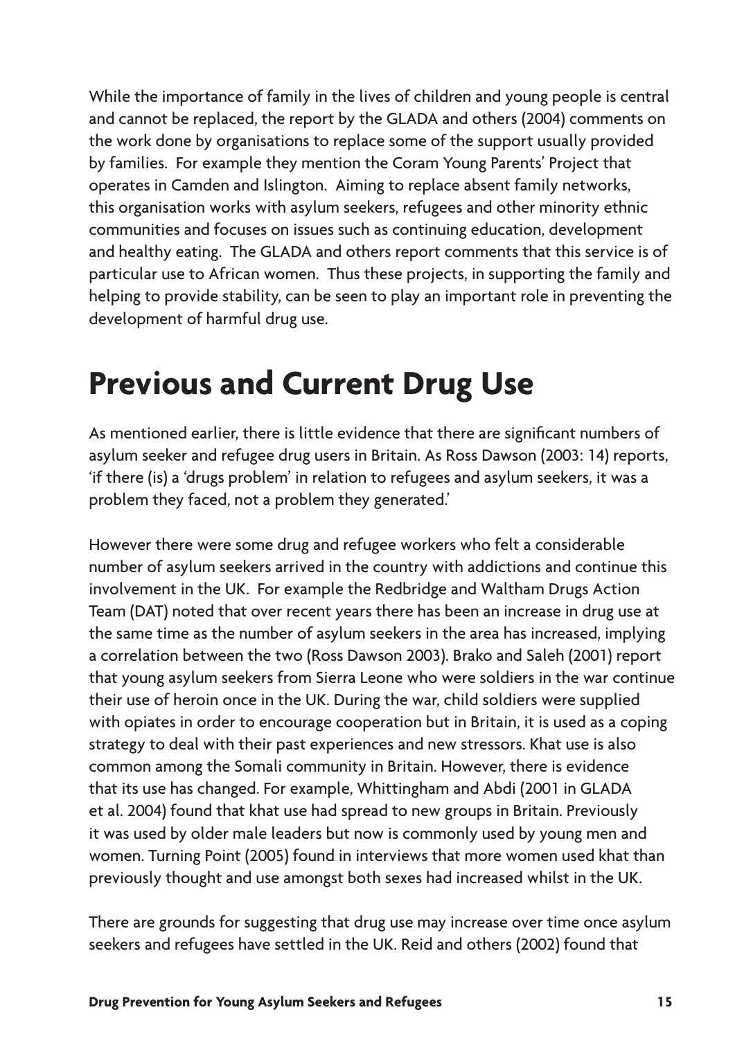While the importance of family in the lives of children and young people is central and cannot be replaced, the report by the GLADA and others (2004) comments on the work done by organisations to replace some of the support usually provided by families. For example they mention the Coram Young Parents' Project that operates in Camden and Islington. Aiming to replace absent family networks, this organisation works with asylum seekers, refugees and other minority ethnic communities and focuses on issues such as continuing education, development and healthy eating. The GLADA and others report comments that this service is of particular use to African women. Thus these projects, in supporting the family and helping to provide stability, can be seen to play an important role in preventing the development of harmful drug use.

# Previous and Current Drug Use

As mentioned earlier, there is little evidence that there are significant numbers of asylum seeker and refugee drug users in Britain. As Ross Dawson (2003: 14) reports, 'if there (is) a 'drugs problem' in relation to refugees and asylum seekers, it was a problem they faced, not a problem they generated.'

However there were some drug and refugee workers who felt a considerable number of asylum seekers arrived in the country with addictions and continue this involvement in the UK. For example the Redbridge and Waltham Drugs Action Team (DAT) noted that over recent years there has been an increase in drug use at the same time as the number of asylum seekers in the area has increased, implying a correlation between the two (Ross Dawson 2003). Brako and Saleh (2001) report that young asylum seekers from Sierra Leone who were soldiers in the war continue their use of heroin once in the UK. During the war, child soldiers were supplied with opiates in order to encourage cooperation but in Britain, it is used as a coping strategy to deal with their past experiences and new stressors. Khat use is also common among the Somali community in Britain. However, there is evidence that its use has changed. For example, Whittingham and Abdi (2001 in GLADA et al. 2004) found that khat use had spread to new groups in Britain. Previously it was used by older male leaders but now is commonly used by young men and women. Turning Point (2005) found in interviews that more women used khat than previously thought and use amongst both sexes had increased whilst in the UK.

There are grounds for suggesting that drug use may increase over time once asylum seekers and refugees have settled in the UK. Reid and others (2002) found that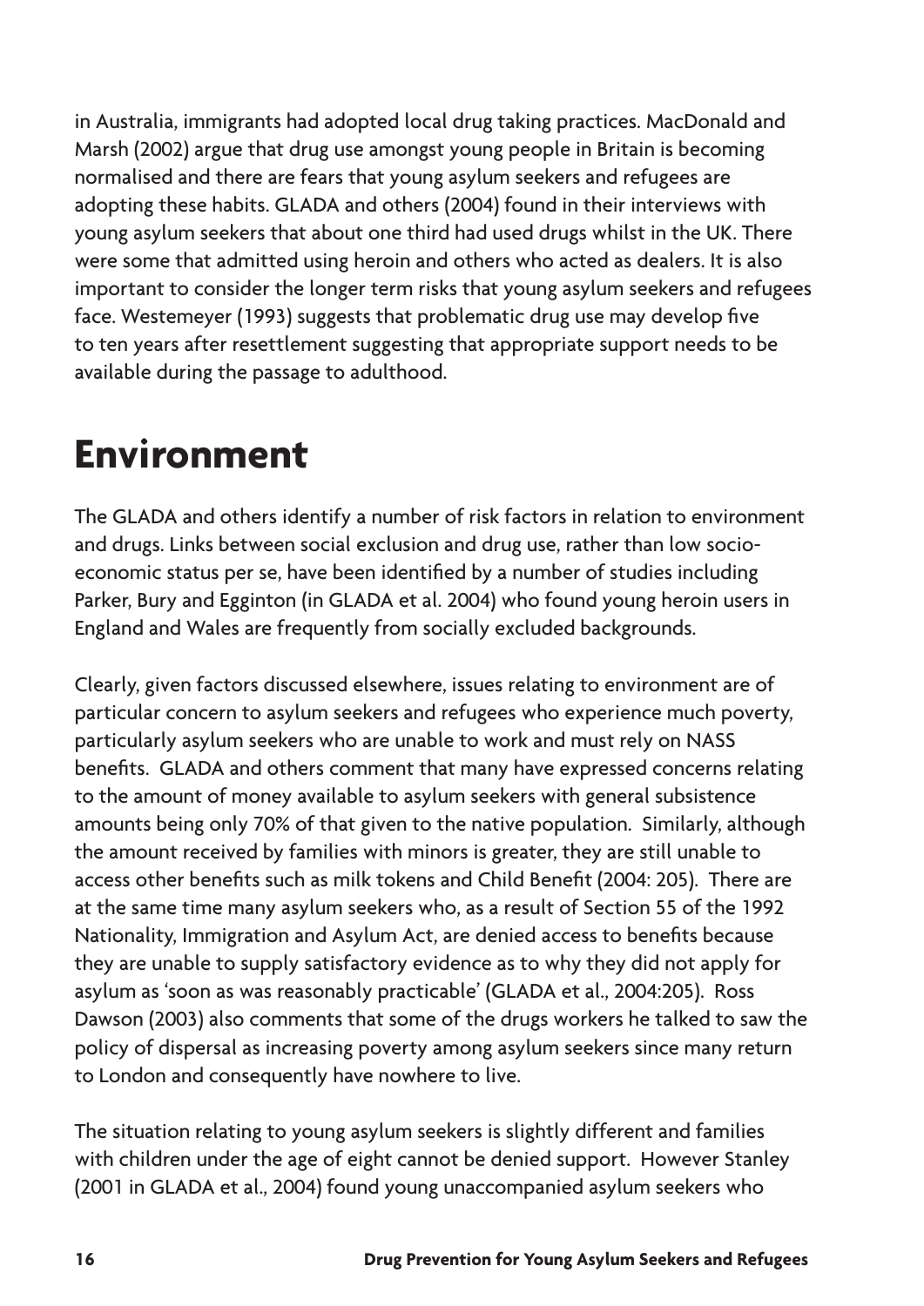in Australia, immigrants had adopted local drug taking practices. MacDonald and Marsh (2002) argue that drug use amongst young people in Britain is becoming normalised and there are fears that young asylum seekers and refugees are adopting these habits. GLADA and others (2004) found in their interviews with young asylum seekers that about one third had used drugs whilst in the UK. There were some that admitted using heroin and others who acted as dealers. It is also important to consider the longer term risks that young asylum seekers and refugees face. Westemeyer (1993) suggests that problematic drug use may develop five to ten years after resettlement suggesting that appropriate support needs to be available during the passage to adulthood.

# Environment

The GLADA and others identify a number of risk factors in relation to environment and drugs. Links between social exclusion and drug use, rather than low socio-economic status per se, have been identified by a number of studies including Parker, Bury and Egginton (in GLADA et al. 2004) who found young heroin users in England and Wales are frequently from socially excluded backgrounds.

Clearly, given factors discussed elsewhere, issues relating to environment are of particular concern to asylum seekers and refugees who experience much poverty, particularly asylum seekers who are unable to work and must rely on NASS benefits. GLADA and others comment that many have expressed concerns relating to the amount of money available to asylum seekers with general subsistence amounts being only 70% of that given to the native population. Similarly, although the amount received by families with minors is greater, they are still unable to access other benefits such as milk tokens and Child Benefit (2004: 205). There are at the same time many asylum seekers who, as a result of Section 55 of the 1992 Nationality, Immigration and Asylum Act, are denied access to benefits because they are unable to supply satisfactory evidence as to why they did not apply for asylum as 'soon as was reasonably practicable' (GLADA et al., 2004:205). Ross Dawson (2003) also comments that some of the drugs workers he talked to saw the policy of dispersal as increasing poverty among asylum seekers since many return to London and consequently have nowhere to live.

The situation relating to young asylum seekers is slightly different and families with children under the age of eight cannot be denied support. However Stanley (2001 in GLADA et al., 2004) found young unaccompanied asylum seekers who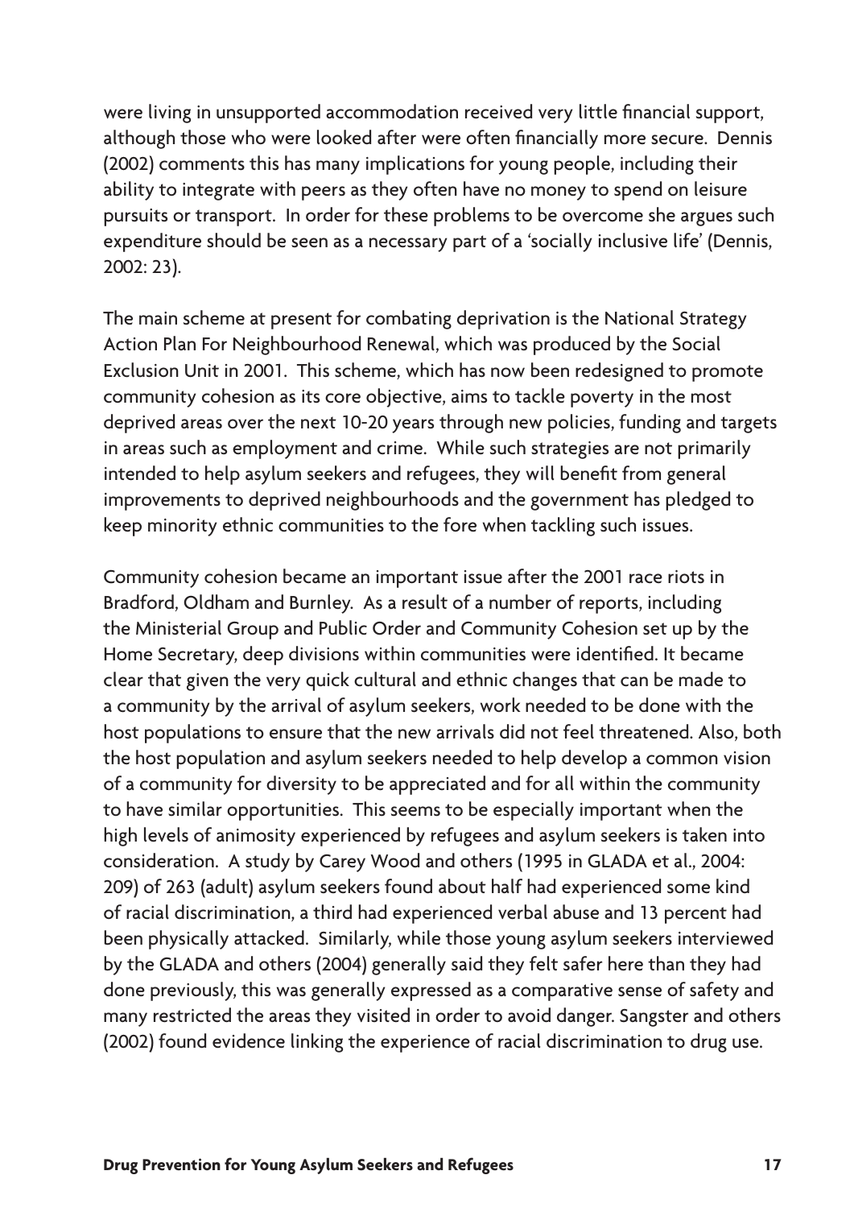were living in unsupported accommodation received very little financial support, although those who were looked after were often financially more secure. Dennis (2002) comments this has many implications for young people, including their ability to integrate with peers as they often have no money to spend on leisure pursuits or transport. In order for these problems to be overcome she argues such expenditure should be seen as a necessary part of a 'socially inclusive life' (Dennis, 2002: 23).

The main scheme at present for combating deprivation is the National Strategy Action Plan For Neighbourhood Renewal, which was produced by the Social Exclusion Unit in 2001. This scheme, which has now been redesigned to promote community cohesion as its core objective, aims to tackle poverty in the most deprived areas over the next 10-20 years through new policies, funding and targets in areas such as employment and crime. While such strategies are not primarily intended to help asylum seekers and refugees, they will benefit from general improvements to deprived neighbourhoods and the government has pledged to keep minority ethnic communities to the fore when tackling such issues.

Community cohesion became an important issue after the 2001 race riots in Bradford, Oldham and Burnley. As a result of a number of reports, including the Ministerial Group and Public Order and Community Cohesion set up by the Home Secretary, deep divisions within communities were identified. It became clear that given the very quick cultural and ethnic changes that can be made to a community by the arrival of asylum seekers, work needed to be done with the host populations to ensure that the new arrivals did not feel threatened. Also, both the host population and asylum seekers needed to help develop a common vision of a community for diversity to be appreciated and for all within the community to have similar opportunities. This seems to be especially important when the high levels of animosity experienced by refugees and asylum seekers is taken into consideration. A study by Carey Wood and others (1995 in GLADA et al., 2004: 209) of 263 (adult) asylum seekers found about half had experienced some kind of racial discrimination, a third had experienced verbal abuse and 13 percent had been physically attacked. Similarly, while those young asylum seekers interviewed by the GLADA and others (2004) generally said they felt safer here than they had done previously, this was generally expressed as a comparative sense of safety and many restricted the areas they visited in order to avoid danger. Sangster and others (2002) found evidence linking the experience of racial discrimination to drug use.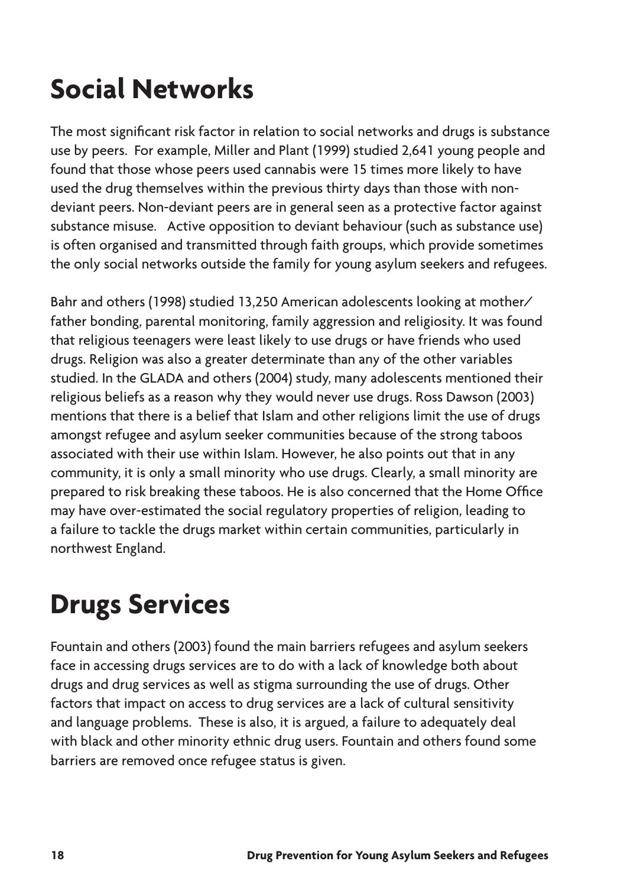# Social Networks

The most significant risk factor in relation to social networks and drugs is substance use by peers. For example, Miller and Plant (1999) studied 2,641 young people and found that those whose peers used cannabis were 15 times more likely to have used the drug themselves within the previous thirty days than those with non-deviant peers. Non-deviant peers are in general seen as a protective factor against substance misuse. Active opposition to deviant behaviour (such as substance use) is often organised and transmitted through faith groups, which provide sometimes the only social networks outside the family for young asylum seekers and refugees.

Bahr and others (1998) studied 13,250 American adolescents looking at mother/father bonding, parental monitoring, family aggression and religiosity. It was found that religious teenagers were least likely to use drugs or have friends who used drugs. Religion was also a greater determinate than any of the other variables studied. In the GLADA and others (2004) study, many adolescents mentioned their religious beliefs as a reason why they would never use drugs. Ross Dawson (2003) mentions that there is a belief that Islam and other religions limit the use of drugs amongst refugee and asylum seeker communities because of the strong taboos associated with their use within Islam. However, he also points out that in any community, it is only a small minority who use drugs. Clearly, a small minority are prepared to risk breaking these taboos. He is also concerned that the Home Office may have over-estimated the social regulatory properties of religion, leading to a failure to tackle the drugs market within certain communities, particularly in northwest England.

# Drugs Services

Fountain and others (2003) found the main barriers refugees and asylum seekers face in accessing drugs services are to do with a lack of knowledge both about drugs and drug services as well as stigma surrounding the use of drugs. Other factors that impact on access to drug services are a lack of cultural sensitivity and language problems. These is also, it is argued, a failure to adequately deal with black and other minority ethnic drug users. Fountain and others found some barriers are removed once refugee status is given.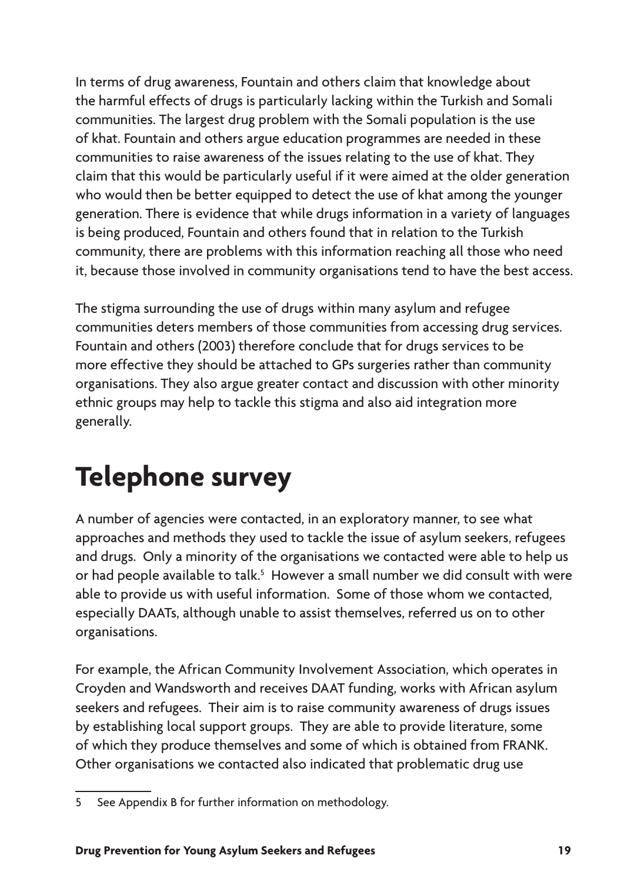In terms of drug awareness, Fountain and others claim that knowledge about the harmful effects of drugs is particularly lacking within the Turkish and Somali communities. The largest drug problem with the Somali population is the use of khat. Fountain and others argue education programmes are needed in these communities to raise awareness of the issues relating to the use of khat. They claim that this would be particularly useful if it were aimed at the older generation who would then be better equipped to detect the use of khat among the younger generation. There is evidence that while drugs information in a variety of languages is being produced, Fountain and others found that in relation to the Turkish community, there are problems with this information reaching all those who need it, because those involved in community organisations tend to have the best access.

The stigma surrounding the use of drugs within many asylum and refugee communities deters members of those communities from accessing drug services. Fountain and others (2003) therefore conclude that for drugs services to be more effective they should be attached to GPs surgeries rather than community organisations. They also argue greater contact and discussion with other minority ethnic groups may help to tackle this stigma and also aid integration more generally.

# Telephone survey

A number of agencies were contacted, in an exploratory manner, to see what approaches and methods they used to tackle the issue of asylum seekers, refugees and drugs. Only a minority of the organisations we contacted were able to help us or had people available to talk.[5] However a small number we did consult with were able to provide us with useful information. Some of those whom we contacted, especially DAATs, although unable to assist themselves, referred us on to other organisations.

For example, the African Community Involvement Association, which operates in Croyden and Wandsworth and receives DAAT funding, works with African asylum seekers and refugees. Their aim is to raise community awareness of drugs issues by establishing local support groups. They are able to provide literature, some of which they produce themselves and some of which is obtained from FRANK. Other organisations we contacted also indicated that problematic drug use

---

5 See Appendix B for further information on methodology.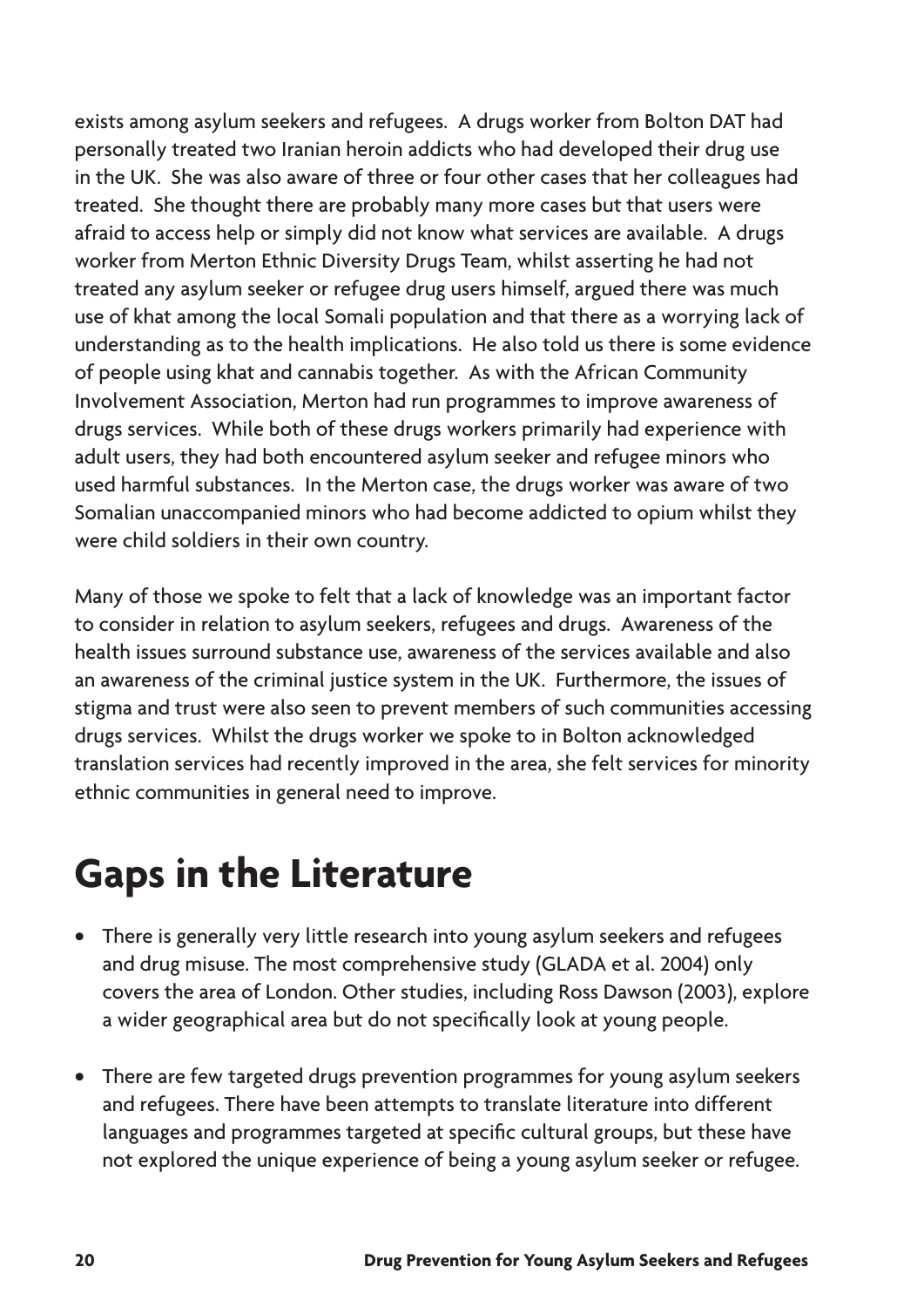exists among asylum seekers and refugees. A drugs worker from Bolton DAT had personally treated two Iranian heroin addicts who had developed their drug use in the UK. She was also aware of three or four other cases that her colleagues had treated. She thought there are probably many more cases but that users were afraid to access help or simply did not know what services are available. A drugs worker from Merton Ethnic Diversity Drugs Team, whilst asserting he had not treated any asylum seeker or refugee drug users himself, argued there was much use of khat among the local Somali population and that there as a worrying lack of understanding as to the health implications. He also told us there is some evidence of people using khat and cannabis together. As with the African Community Involvement Association, Merton had run programmes to improve awareness of drugs services. While both of these drugs workers primarily had experience with adult users, they had both encountered asylum seeker and refugee minors who used harmful substances. In the Merton case, the drugs worker was aware of two Somalian unaccompanied minors who had become addicted to opium whilst they were child soldiers in their own country.

Many of those we spoke to felt that a lack of knowledge was an important factor to consider in relation to asylum seekers, refugees and drugs. Awareness of the health issues surround substance use, awareness of the services available and also an awareness of the criminal justice system in the UK. Furthermore, the issues of stigma and trust were also seen to prevent members of such communities accessing drugs services. Whilst the drugs worker we spoke to in Bolton acknowledged translation services had recently improved in the area, she felt services for minority ethnic communities in general need to improve.

# Gaps in the Literature

- There is generally very little research into young asylum seekers and refugees and drug misuse. The most comprehensive study (GLADA et al. 2004) only covers the area of London. Other studies, including Ross Dawson (2003), explore a wider geographical area but do not specifically look at young people.
- There are few targeted drugs prevention programmes for young asylum seekers and refugees. There have been attempts to translate literature into different languages and programmes targeted at specific cultural groups, but these have not explored the unique experience of being a young asylum seeker or refugee.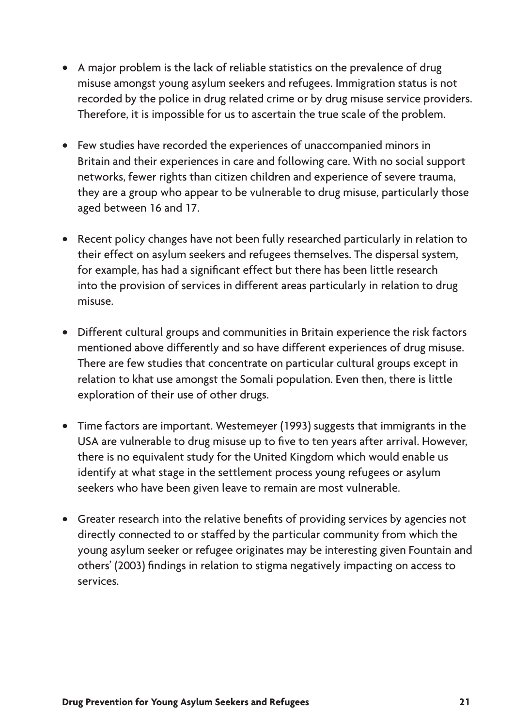- A major problem is the lack of reliable statistics on the prevalence of drug misuse amongst young asylum seekers and refugees. Immigration status is not recorded by the police in drug related crime or by drug misuse service providers. Therefore, it is impossible for us to ascertain the true scale of the problem.

- Few studies have recorded the experiences of unaccompanied minors in Britain and their experiences in care and following care. With no social support networks, fewer rights than citizen children and experience of severe trauma, they are a group who appear to be vulnerable to drug misuse, particularly those aged between 16 and 17.

- Recent policy changes have not been fully researched particularly in relation to their effect on asylum seekers and refugees themselves. The dispersal system, for example, has had a significant effect but there has been little research into the provision of services in different areas particularly in relation to drug misuse.

- Different cultural groups and communities in Britain experience the risk factors mentioned above differently and so have different experiences of drug misuse. There are few studies that concentrate on particular cultural groups except in relation to khat use amongst the Somali population. Even then, there is little exploration of their use of other drugs.

- Time factors are important. Westemeyer (1993) suggests that immigrants in the USA are vulnerable to drug misuse up to five to ten years after arrival. However, there is no equivalent study for the United Kingdom which would enable us identify at what stage in the settlement process young refugees or asylum seekers who have been given leave to remain are most vulnerable.

- Greater research into the relative benefits of providing services by agencies not directly connected to or staffed by the particular community from which the young asylum seeker or refugee originates may be interesting given Fountain and others' (2003) findings in relation to stigma negatively impacting on access to services.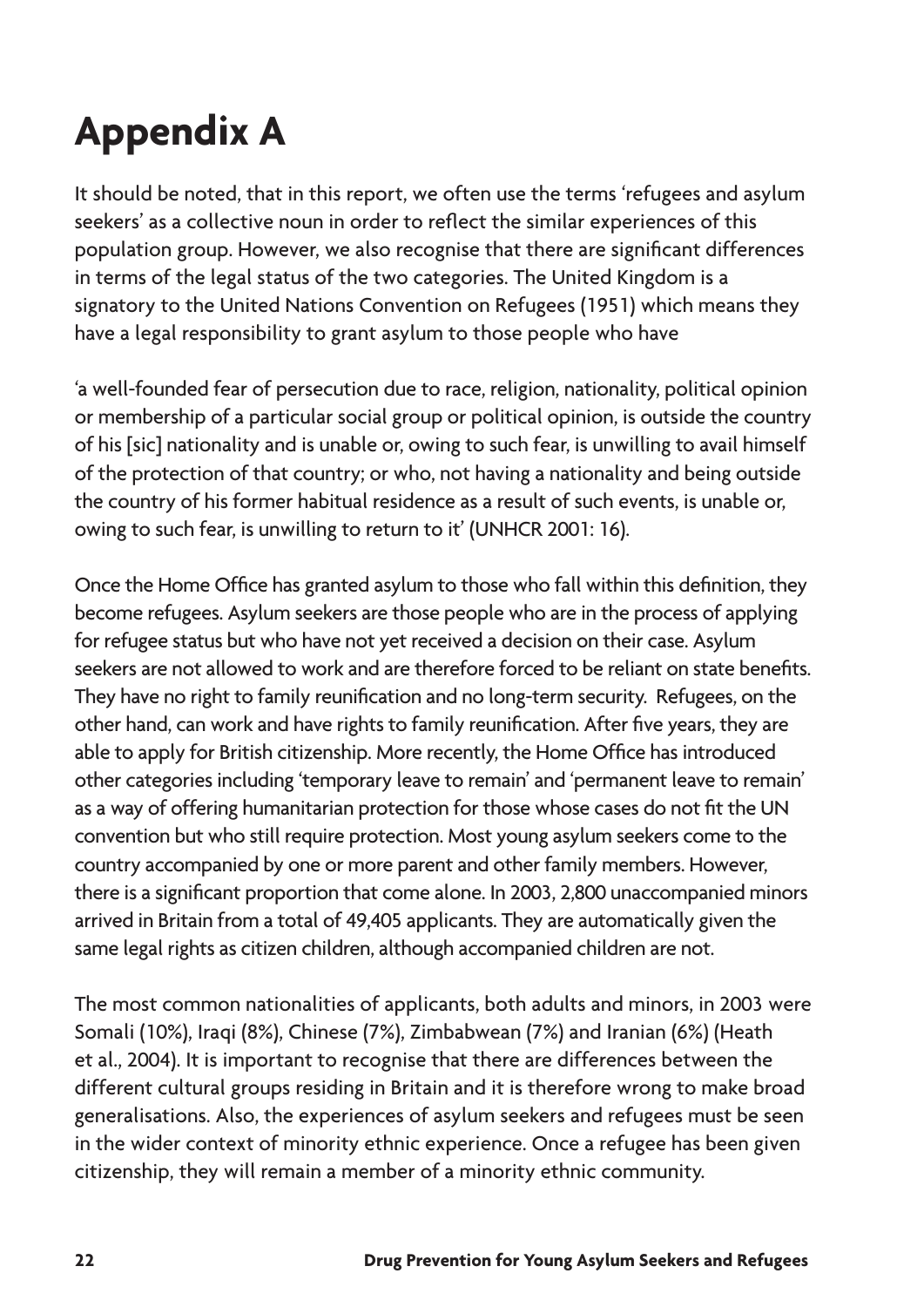# Appendix A

It should be noted, that in this report, we often use the terms 'refugees and asylum seekers' as a collective noun in order to reflect the similar experiences of this population group. However, we also recognise that there are significant differences in terms of the legal status of the two categories. The United Kingdom is a signatory to the United Nations Convention on Refugees (1951) which means they have a legal responsibility to grant asylum to those people who have

'a well-founded fear of persecution due to race, religion, nationality, political opinion or membership of a particular social group or political opinion, is outside the country of his [sic] nationality and is unable or, owing to such fear, is unwilling to avail himself of the protection of that country; or who, not having a nationality and being outside the country of his former habitual residence as a result of such events, is unable or, owing to such fear, is unwilling to return to it' (UNHCR 2001: 16).

Once the Home Office has granted asylum to those who fall within this definition, they become refugees. Asylum seekers are those people who are in the process of applying for refugee status but who have not yet received a decision on their case. Asylum seekers are not allowed to work and are therefore forced to be reliant on state benefits. They have no right to family reunification and no long-term security. Refugees, on the other hand, can work and have rights to family reunification. After five years, they are able to apply for British citizenship. More recently, the Home Office has introduced other categories including 'temporary leave to remain' and 'permanent leave to remain' as a way of offering humanitarian protection for those whose cases do not fit the UN convention but who still require protection. Most young asylum seekers come to the country accompanied by one or more parent and other family members. However, there is a significant proportion that come alone. In 2003, 2,800 unaccompanied minors arrived in Britain from a total of 49,405 applicants. They are automatically given the same legal rights as citizen children, although accompanied children are not.

The most common nationalities of applicants, both adults and minors, in 2003 were Somali (10%), Iraqi (8%), Chinese (7%), Zimbabwean (7%) and Iranian (6%) (Heath et al., 2004). It is important to recognise that there are differences between the different cultural groups residing in Britain and it is therefore wrong to make broad generalisations. Also, the experiences of asylum seekers and refugees must be seen in the wider context of minority ethnic experience. Once a refugee has been given citizenship, they will remain a member of a minority ethnic community.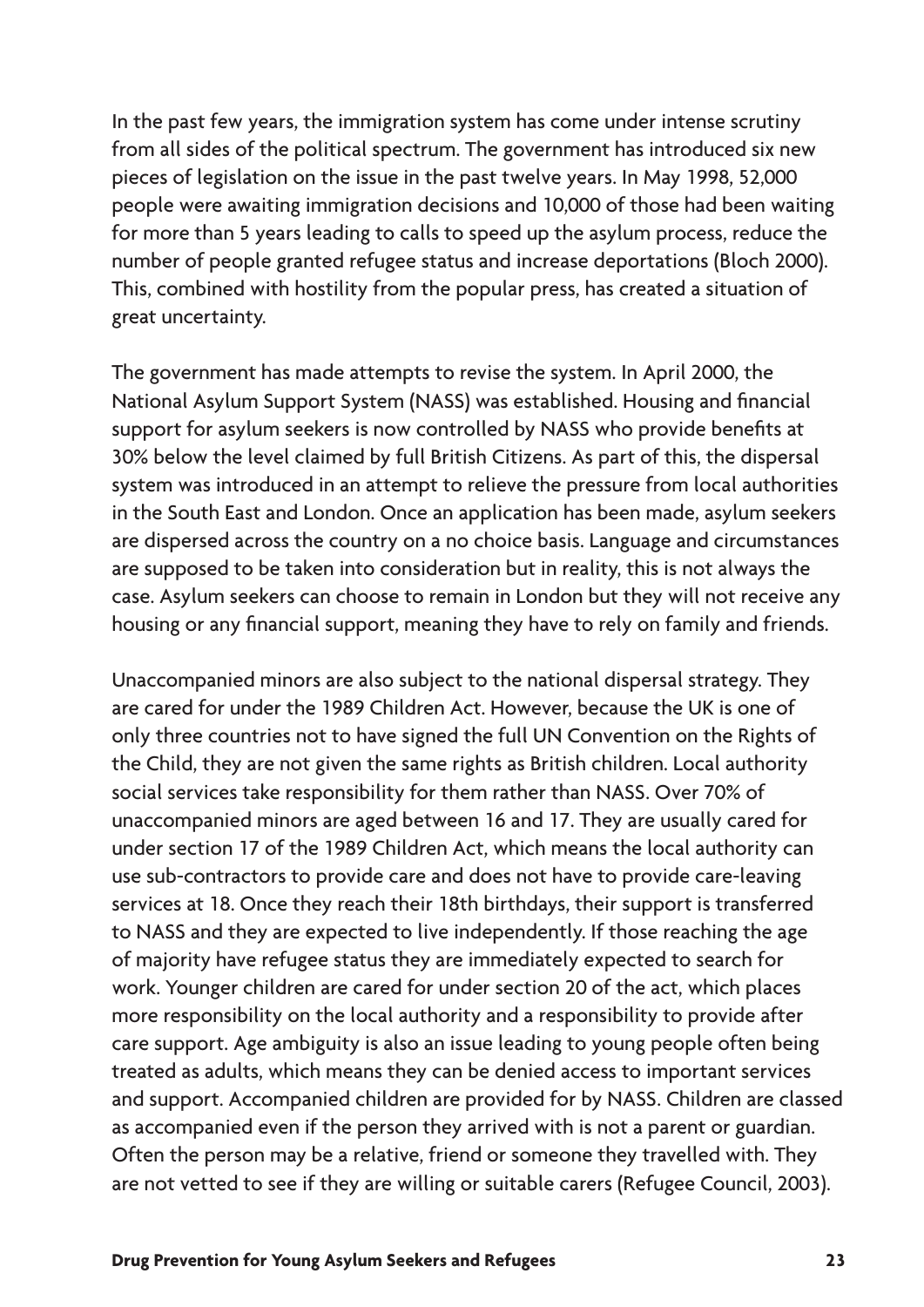In the past few years, the immigration system has come under intense scrutiny from all sides of the political spectrum. The government has introduced six new pieces of legislation on the issue in the past twelve years. In May 1998, 52,000 people were awaiting immigration decisions and 10,000 of those had been waiting for more than 5 years leading to calls to speed up the asylum process, reduce the number of people granted refugee status and increase deportations (Bloch 2000). This, combined with hostility from the popular press, has created a situation of great uncertainty.

The government has made attempts to revise the system. In April 2000, the National Asylum Support System (NASS) was established. Housing and financial support for asylum seekers is now controlled by NASS who provide benefits at 30% below the level claimed by full British Citizens. As part of this, the dispersal system was introduced in an attempt to relieve the pressure from local authorities in the South East and London. Once an application has been made, asylum seekers are dispersed across the country on a no choice basis. Language and circumstances are supposed to be taken into consideration but in reality, this is not always the case. Asylum seekers can choose to remain in London but they will not receive any housing or any financial support, meaning they have to rely on family and friends.

Unaccompanied minors are also subject to the national dispersal strategy. They are cared for under the 1989 Children Act. However, because the UK is one of only three countries not to have signed the full UN Convention on the Rights of the Child, they are not given the same rights as British children. Local authority social services take responsibility for them rather than NASS. Over 70% of unaccompanied minors are aged between 16 and 17. They are usually cared for under section 17 of the 1989 Children Act, which means the local authority can use sub-contractors to provide care and does not have to provide care-leaving services at 18. Once they reach their 18th birthdays, their support is transferred to NASS and they are expected to live independently. If those reaching the age of majority have refugee status they are immediately expected to search for work. Younger children are cared for under section 20 of the act, which places more responsibility on the local authority and a responsibility to provide after care support. Age ambiguity is also an issue leading to young people often being treated as adults, which means they can be denied access to important services and support. Accompanied children are provided for by NASS. Children are classed as accompanied even if the person they arrived with is not a parent or guardian. Often the person may be a relative, friend or someone they travelled with. They are not vetted to see if they are willing or suitable carers (Refugee Council, 2003).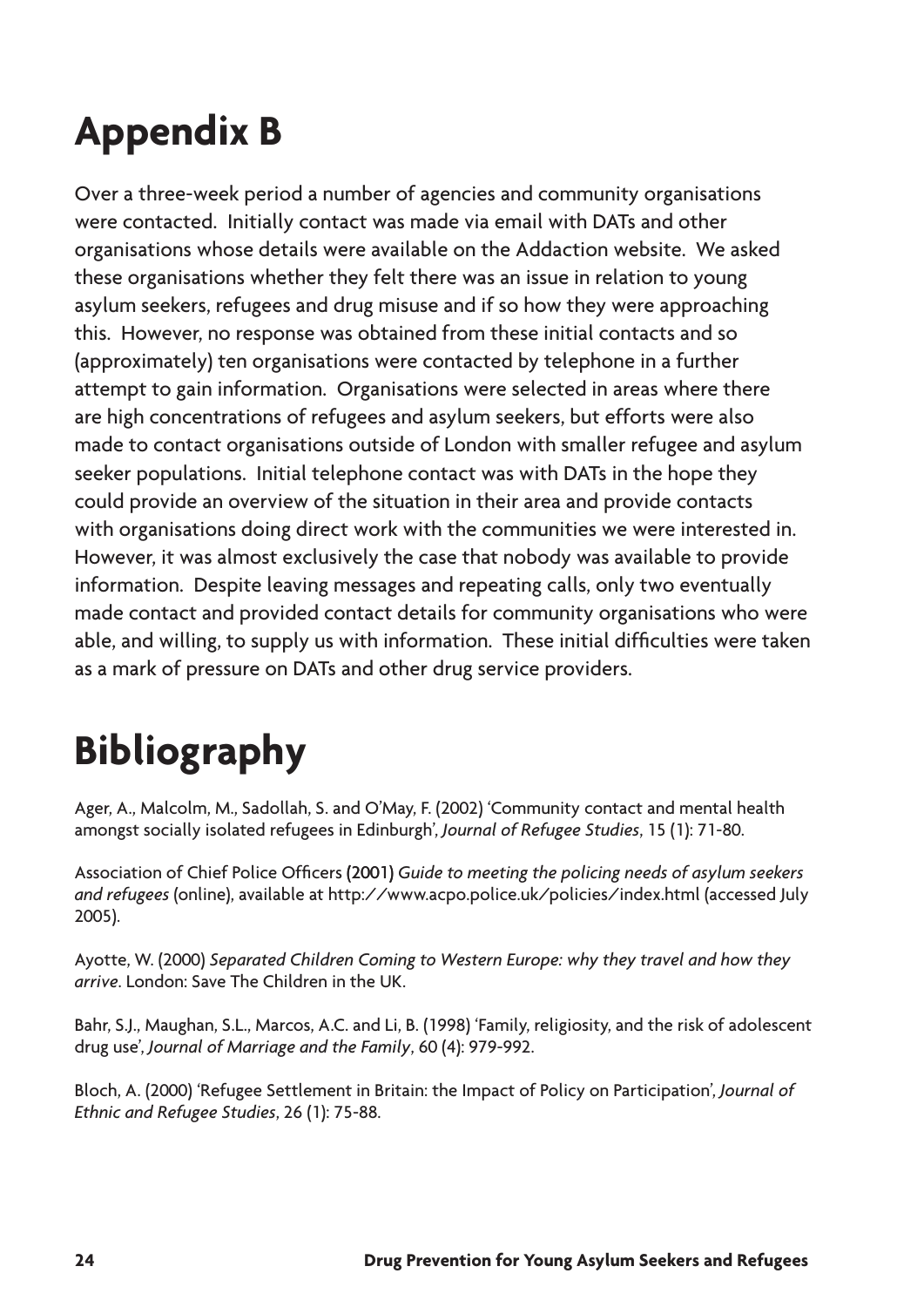# Appendix B

Over a three-week period a number of agencies and community organisations were contacted. Initially contact was made via email with DATs and other organisations whose details were available on the Addaction website. We asked these organisations whether they felt there was an issue in relation to young asylum seekers, refugees and drug misuse and if so how they were approaching this. However, no response was obtained from these initial contacts and so (approximately) ten organisations were contacted by telephone in a further attempt to gain information. Organisations were selected in areas where there are high concentrations of refugees and asylum seekers, but efforts were also made to contact organisations outside of London with smaller refugee and asylum seeker populations. Initial telephone contact was with DATs in the hope they could provide an overview of the situation in their area and provide contacts with organisations doing direct work with the communities we were interested in. However, it was almost exclusively the case that nobody was available to provide information. Despite leaving messages and repeating calls, only two eventually made contact and provided contact details for community organisations who were able, and willing, to supply us with information. These initial difficulties were taken as a mark of pressure on DATs and other drug service providers.

# Bibliography

Ager, A., Malcolm, M., Sadollah, S. and O'May, F. (2002) 'Community contact and mental health amongst socially isolated refugees in Edinburgh', *Journal of Refugee Studies*, 15 (1): 71-80.

Association of Chief Police Officers (2001) *Guide to meeting the policing needs of asylum seekers and refugees* (online), available at http://www.acpo.police.uk/policies/index.html (accessed July 2005).

Ayotte, W. (2000) *Separated Children Coming to Western Europe: why they travel and how they arrive*. London: Save The Children in the UK.

Bahr, S.J., Maughan, S.L., Marcos, A.C. and Li, B. (1998) 'Family, religiosity, and the risk of adolescent drug use', *Journal of Marriage and the Family*, 60 (4): 979-992.

Bloch, A. (2000) 'Refugee Settlement in Britain: the Impact of Policy on Participation', *Journal of Ethnic and Refugee Studies*, 26 (1): 75-88.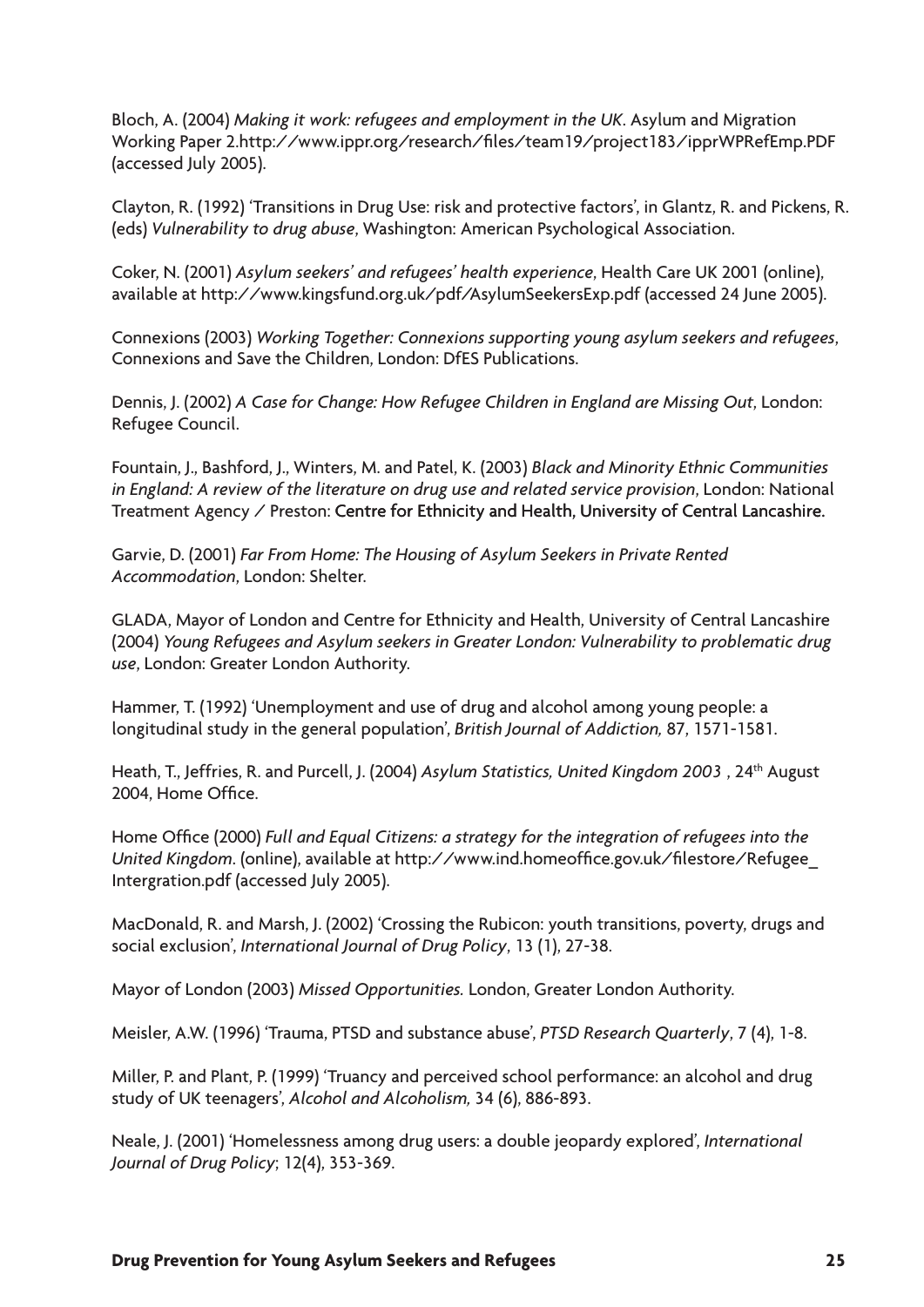Bloch, A. (2004) *Making it work: refugees and employment in the UK*. Asylum and Migration Working Paper 2.http://www.ippr.org/research/files/team19/project183/ipprWPRefEmp.PDF (accessed July 2005).

Clayton, R. (1992) 'Transitions in Drug Use: risk and protective factors', in Glantz, R. and Pickens, R. (eds) *Vulnerability to drug abuse*, Washington: American Psychological Association.

Coker, N. (2001) *Asylum seekers' and refugees' health experience*, Health Care UK 2001 (online), available at http://www.kingsfund.org.uk/pdf/AsylumSeekersExp.pdf (accessed 24 June 2005).

Connexions (2003) *Working Together: Connexions supporting young asylum seekers and refugees*, Connexions and Save the Children, London: DfES Publications.

Dennis, J. (2002) *A Case for Change: How Refugee Children in England are Missing Out*, London: Refugee Council.

Fountain, J., Bashford, J., Winters, M. and Patel, K. (2003) *Black and Minority Ethnic Communities in England: A review of the literature on drug use and related service provision*, London: National Treatment Agency / Preston: Centre for Ethnicity and Health, University of Central Lancashire.

Garvie, D. (2001) *Far From Home: The Housing of Asylum Seekers in Private Rented Accommodation*, London: Shelter.

GLADA, Mayor of London and Centre for Ethnicity and Health, University of Central Lancashire (2004) *Young Refugees and Asylum seekers in Greater London: Vulnerability to problematic drug use*, London: Greater London Authority.

Hammer, T. (1992) 'Unemployment and use of drug and alcohol among young people: a longitudinal study in the general population', *British Journal of Addiction,* 87, 1571-1581.

Heath, T., Jeffries, R. and Purcell, J. (2004) *Asylum Statistics, United Kingdom 2003* , 24th August 2004, Home Office.

Home Office (2000) *Full and Equal Citizens: a strategy for the integration of refugees into the United Kingdom*. (online), available at http://www.ind.homeoffice.gov.uk/filestore/Refugee_Intergration.pdf (accessed July 2005).

MacDonald, R. and Marsh, J. (2002) 'Crossing the Rubicon: youth transitions, poverty, drugs and social exclusion', *International Journal of Drug Policy*, 13 (1), 27-38.

Mayor of London (2003) *Missed Opportunities.* London, Greater London Authority.

Meisler, A.W. (1996) 'Trauma, PTSD and substance abuse', *PTSD Research Quarterly*, 7 (4), 1-8.

Miller, P. and Plant, P. (1999) 'Truancy and perceived school performance: an alcohol and drug study of UK teenagers', *Alcohol and Alcoholism,* 34 (6), 886-893.

Neale, J. (2001) 'Homelessness among drug users: a double jeopardy explored', *International Journal of Drug Policy*; 12(4), 353-369.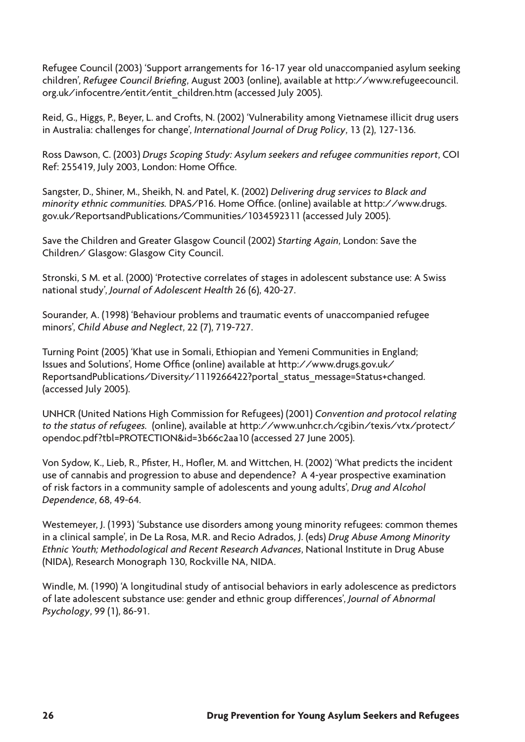Refugee Council (2003) 'Support arrangements for 16-17 year old unaccompanied asylum seeking children', *Refugee Council Briefing*, August 2003 (online), available at http://www.refugeecouncil.org.uk/infocentre/entit/entit_children.htm (accessed July 2005).

Reid, G., Higgs, P., Beyer, L. and Crofts, N. (2002) 'Vulnerability among Vietnamese illicit drug users in Australia: challenges for change', *International Journal of Drug Policy*, 13 (2), 127-136.

Ross Dawson, C. (2003) *Drugs Scoping Study: Asylum seekers and refugee communities report*, COI Ref: 255419, July 2003, London: Home Office.

Sangster, D., Shiner, M., Sheikh, N. and Patel, K. (2002) *Delivering drug services to Black and minority ethnic communities.* DPAS/P16. Home Office. (online) available at http://www.drugs.gov.uk/ReportsandPublications/Communities/1034592311 (accessed July 2005).

Save the Children and Greater Glasgow Council (2002) *Starting Again*, London: Save the Children/ Glasgow: Glasgow City Council.

Stronski, S M. et al. (2000) 'Protective correlates of stages in adolescent substance use: A Swiss national study', *Journal of Adolescent Health* 26 (6), 420-27.

Sourander, A. (1998) 'Behaviour problems and traumatic events of unaccompanied refugee minors', *Child Abuse and Neglect*, 22 (7), 719-727.

Turning Point (2005) 'Khat use in Somali, Ethiopian and Yemeni Communities in England; Issues and Solutions', Home Office (online) available at http://www.drugs.gov.uk/ReportsandPublications/Diversity/1119266422?portal_status_message=Status+changed. (accessed July 2005).

UNHCR (United Nations High Commission for Refugees) (2001) *Convention and protocol relating to the status of refugees.* (online), available at http://www.unhcr.ch/cgibin/texis/vtx/protect/opendoc.pdf?tbl=PROTECTION&id=3b66c2aa10 (accessed 27 June 2005).

Von Sydow, K., Lieb, R., Pfister, H., Hofler, M. and Wittchen, H. (2002) 'What predicts the incident use of cannabis and progression to abuse and dependence? A 4-year prospective examination of risk factors in a community sample of adolescents and young adults', *Drug and Alcohol Dependence*, 68, 49-64.

Westemeyer, J. (1993) 'Substance use disorders among young minority refugees: common themes in a clinical sample', in De La Rosa, M.R. and Recio Adrados, J. (eds) *Drug Abuse Among Minority Ethnic Youth; Methodological and Recent Research Advances*, National Institute in Drug Abuse (NIDA), Research Monograph 130, Rockville NA, NIDA.

Windle, M. (1990) 'A longitudinal study of antisocial behaviors in early adolescence as predictors of late adolescent substance use: gender and ethnic group differences', *Journal of Abnormal Psychology*, 99 (1), 86-91.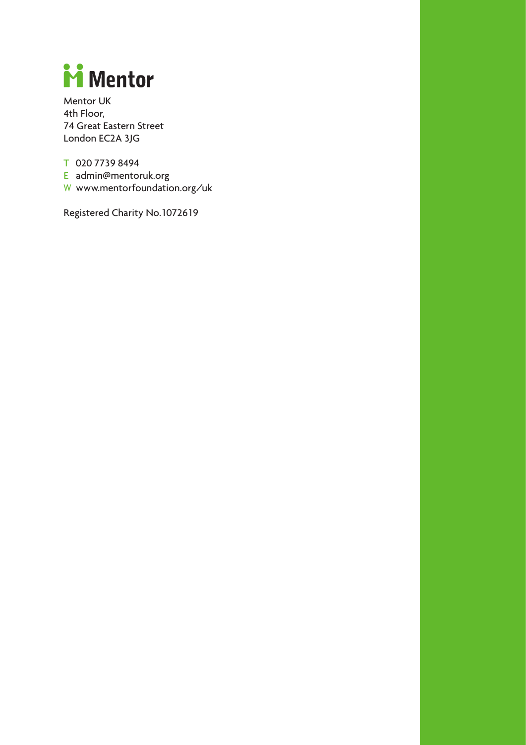# Mentor

Mentor UK
4th Floor,
74 Great Eastern Street
London EC2A 3JG

T 020 7739 8494
E admin@mentoruk.org
W www.mentorfoundation.org/uk

Registered Charity No.1072619